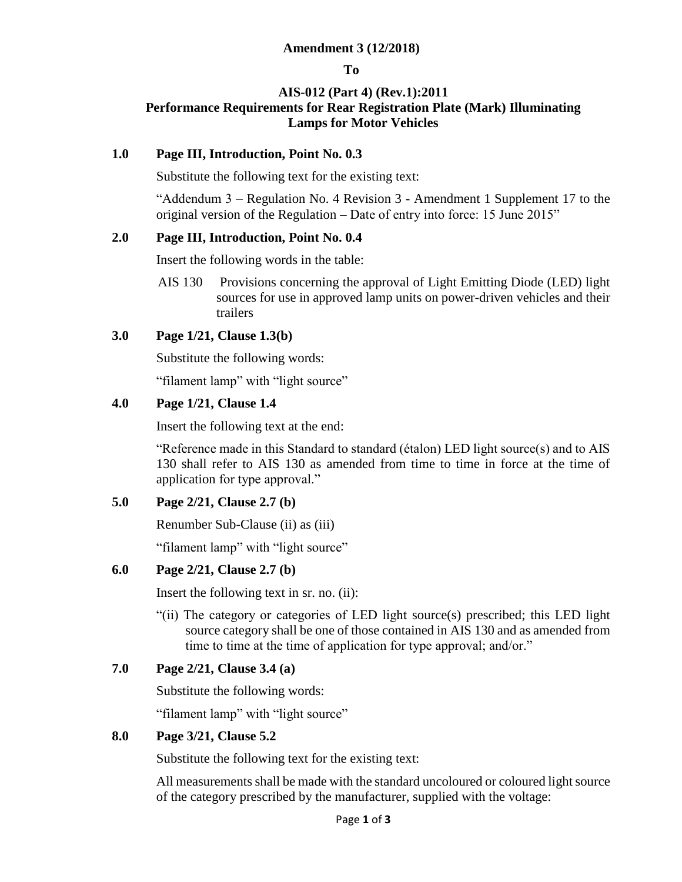**Amendment 3 (12/2018)**

**To**

**AIS-012 (Part 4) (Rev.1):2011**
**Performance Requirements for Rear Registration Plate (Mark) Illuminating Lamps for Motor Vehicles**

**1.0 Page III, Introduction, Point No. 0.3**

Substitute the following text for the existing text:

"Addendum 3 – Regulation No. 4 Revision 3 - Amendment 1 Supplement 17 to the original version of the Regulation – Date of entry into force: 15 June 2015"

**2.0 Page III, Introduction, Point No. 0.4**

Insert the following words in the table:

AIS 130 Provisions concerning the approval of Light Emitting Diode (LED) light sources for use in approved lamp units on power-driven vehicles and their trailers

**3.0 Page 1/21, Clause 1.3(b)**

Substitute the following words:

"filament lamp" with "light source"

**4.0 Page 1/21, Clause 1.4**

Insert the following text at the end:

"Reference made in this Standard to standard (étalon) LED light source(s) and to AIS 130 shall refer to AIS 130 as amended from time to time in force at the time of application for type approval."

**5.0 Page 2/21, Clause 2.7 (b)**

Renumber Sub-Clause (ii) as (iii)

"filament lamp" with "light source"

**6.0 Page 2/21, Clause 2.7 (b)**

Insert the following text in sr. no. (ii):

"(ii) The category or categories of LED light source(s) prescribed; this LED light source category shall be one of those contained in AIS 130 and as amended from time to time at the time of application for type approval; and/or."

**7.0 Page 2/21, Clause 3.4 (a)**

Substitute the following words:

"filament lamp" with "light source"

**8.0 Page 3/21, Clause 5.2**

Substitute the following text for the existing text:

All measurements shall be made with the standard uncoloured or coloured light source of the category prescribed by the manufacturer, supplied with the voltage: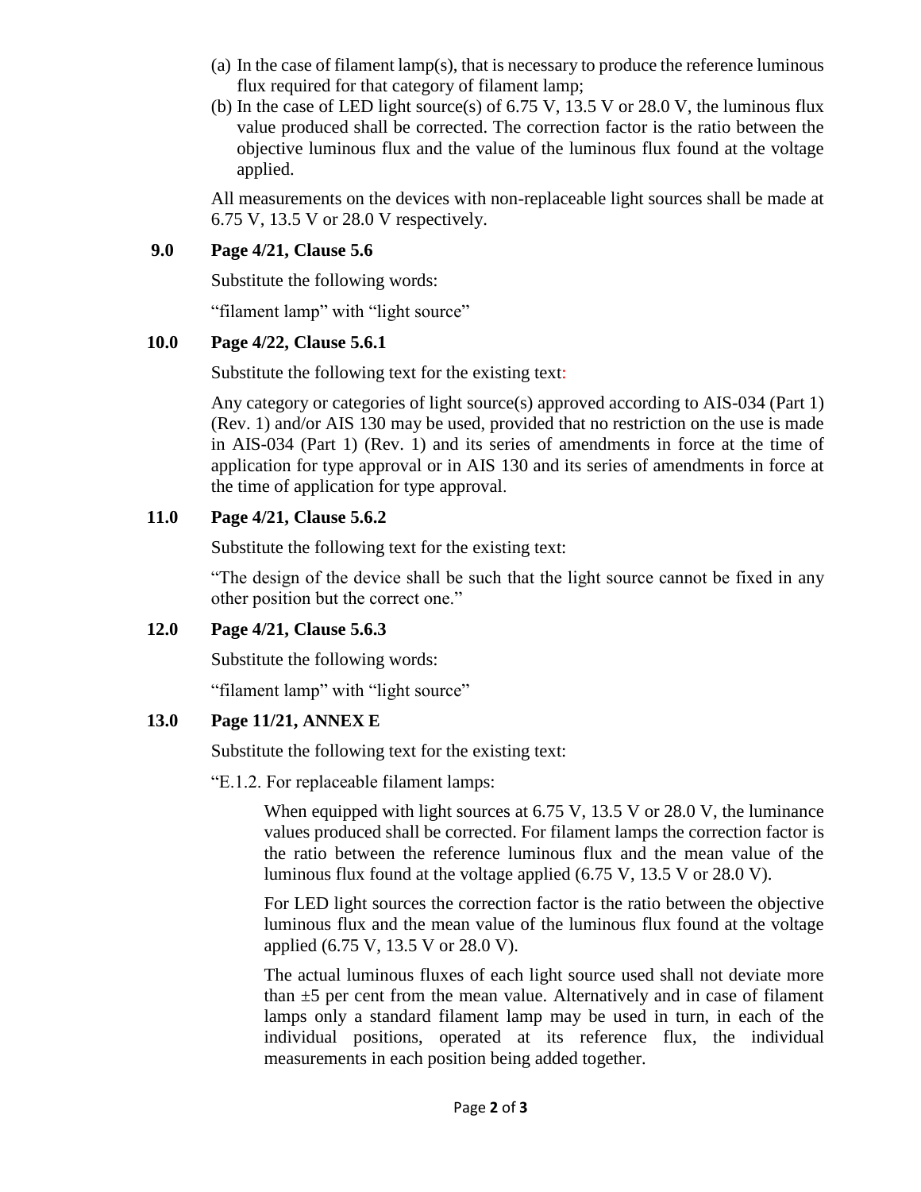(a) In the case of filament lamp(s), that is necessary to produce the reference luminous flux required for that category of filament lamp;

(b) In the case of LED light source(s) of 6.75 V, 13.5 V or 28.0 V, the luminous flux value produced shall be corrected. The correction factor is the ratio between the objective luminous flux and the value of the luminous flux found at the voltage applied.

All measurements on the devices with non-replaceable light sources shall be made at 6.75 V, 13.5 V or 28.0 V respectively.

**9.0 Page 4/21, Clause 5.6**

Substitute the following words:

“filament lamp” with “light source”

**10.0 Page 4/22, Clause 5.6.1**

Substitute the following text for the existing text:

Any category or categories of light source(s) approved according to AIS-034 (Part 1) (Rev. 1) and/or AIS 130 may be used, provided that no restriction on the use is made in AIS-034 (Part 1) (Rev. 1) and its series of amendments in force at the time of application for type approval or in AIS 130 and its series of amendments in force at the time of application for type approval.

**11.0 Page 4/21, Clause 5.6.2**

Substitute the following text for the existing text:

“The design of the device shall be such that the light source cannot be fixed in any other position but the correct one.”

**12.0 Page 4/21, Clause 5.6.3**

Substitute the following words:

“filament lamp” with “light source”

**13.0 Page 11/21, ANNEX E**

Substitute the following text for the existing text:

“E.1.2. For replaceable filament lamps:

When equipped with light sources at 6.75 V, 13.5 V or 28.0 V, the luminance values produced shall be corrected. For filament lamps the correction factor is the ratio between the reference luminous flux and the mean value of the luminous flux found at the voltage applied (6.75 V, 13.5 V or 28.0 V).

For LED light sources the correction factor is the ratio between the objective luminous flux and the mean value of the luminous flux found at the voltage applied (6.75 V, 13.5 V or 28.0 V).

The actual luminous fluxes of each light source used shall not deviate more than ±5 per cent from the mean value. Alternatively and in case of filament lamps only a standard filament lamp may be used in turn, in each of the individual positions, operated at its reference flux, the individual measurements in each position being added together.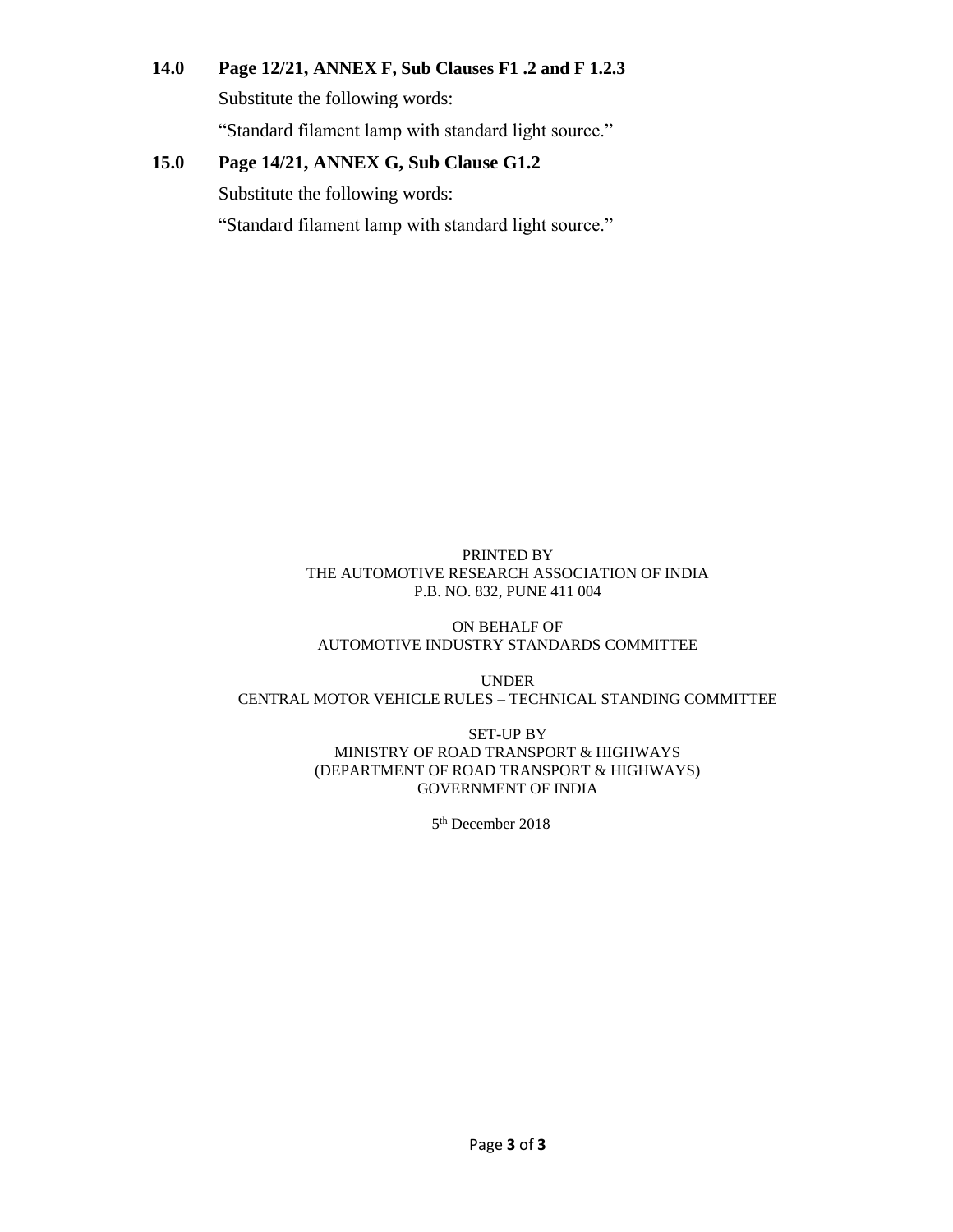**14.0 Page 12/21, ANNEX F, Sub Clauses F1 .2 and F 1.2.3**

Substitute the following words:

"Standard filament lamp with standard light source."

**15.0 Page 14/21, ANNEX G, Sub Clause G1.2**

Substitute the following words:

"Standard filament lamp with standard light source."

PRINTED BY
THE AUTOMOTIVE RESEARCH ASSOCIATION OF INDIA
P.B. NO. 832, PUNE 411 004

ON BEHALF OF
AUTOMOTIVE INDUSTRY STANDARDS COMMITTEE

UNDER
CENTRAL MOTOR VEHICLE RULES – TECHNICAL STANDING COMMITTEE

SET-UP BY
MINISTRY OF ROAD TRANSPORT & HIGHWAYS
(DEPARTMENT OF ROAD TRANSPORT & HIGHWAYS)
GOVERNMENT OF INDIA

5th December 2018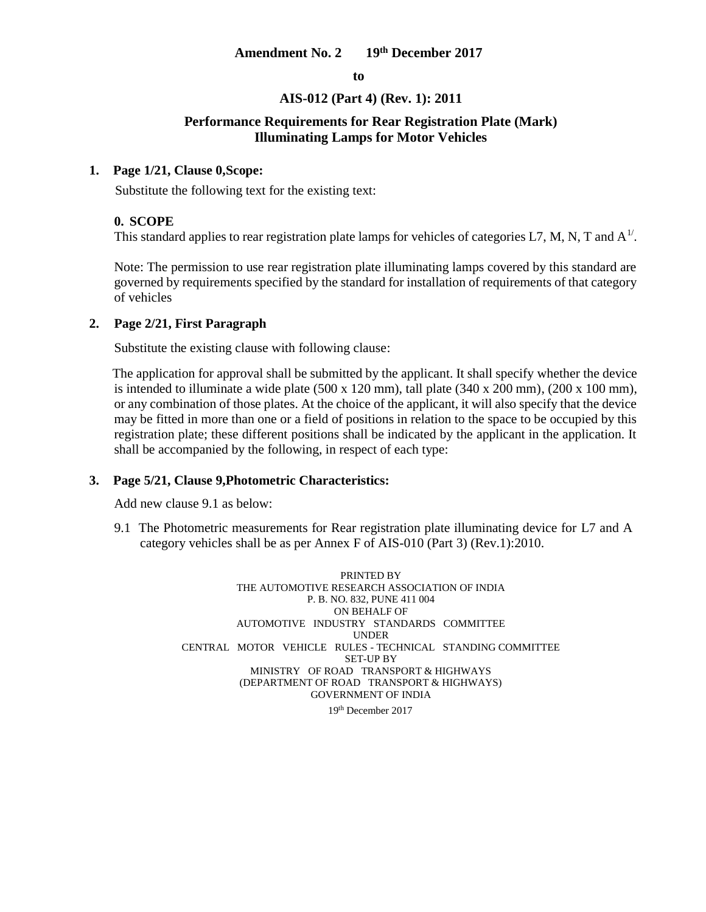**Amendment No. 2 19th December 2017**

**to**

**AIS-012 (Part 4) (Rev. 1): 2011**

**Performance Requirements for Rear Registration Plate (Mark) Illuminating Lamps for Motor Vehicles**

**1. Page 1/21, Clause 0,Scope:**

Substitute the following text for the existing text:

**0. SCOPE**

This standard applies to rear registration plate lamps for vehicles of categories L7, M, N, T and A[1/].

Note: The permission to use rear registration plate illuminating lamps covered by this standard are governed by requirements specified by the standard for installation of requirements of that category of vehicles

**2. Page 2/21, First Paragraph**

Substitute the existing clause with following clause:

The application for approval shall be submitted by the applicant. It shall specify whether the device is intended to illuminate a wide plate (500 x 120 mm), tall plate (340 x 200 mm), (200 x 100 mm), or any combination of those plates. At the choice of the applicant, it will also specify that the device may be fitted in more than one or a field of positions in relation to the space to be occupied by this registration plate; these different positions shall be indicated by the applicant in the application. It shall be accompanied by the following, in respect of each type:

**3. Page 5/21, Clause 9,Photometric Characteristics:**

Add new clause 9.1 as below:

9.1 The Photometric measurements for Rear registration plate illuminating device for L7 and A category vehicles shall be as per Annex F of AIS-010 (Part 3) (Rev.1):2010.

PRINTED BY
THE AUTOMOTIVE RESEARCH ASSOCIATION OF INDIA
P. B. NO. 832, PUNE 411 004
ON BEHALF OF
AUTOMOTIVE INDUSTRY STANDARDS COMMITTEE
UNDER
CENTRAL MOTOR VEHICLE RULES - TECHNICAL STANDING COMMITTEE
SET-UP BY
MINISTRY OF ROAD TRANSPORT & HIGHWAYS
(DEPARTMENT OF ROAD TRANSPORT & HIGHWAYS)
GOVERNMENT OF INDIA

19th December 2017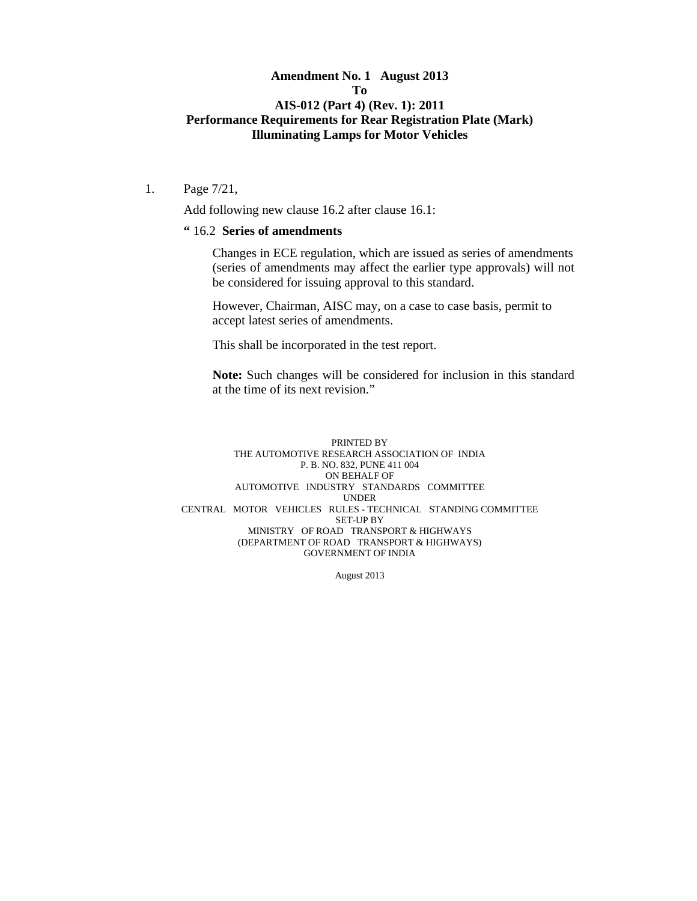**Amendment No. 1 August 2013**

**To**

**AIS-012 (Part 4) (Rev. 1): 2011**

**Performance Requirements for Rear Registration Plate (Mark) Illuminating Lamps for Motor Vehicles**

1. Page 7/21,

   Add following new clause 16.2 after clause 16.1:

   **“** 16.2 **Series of amendments**

   Changes in ECE regulation, which are issued as series of amendments (series of amendments may affect the earlier type approvals) will not be considered for issuing approval to this standard.

   However, Chairman, AISC may, on a case to case basis, permit to accept latest series of amendments.

   This shall be incorporated in the test report.

   **Note:** Such changes will be considered for inclusion in this standard at the time of its next revision.”

PRINTED BY
THE AUTOMOTIVE RESEARCH ASSOCIATION OF INDIA
P. B. NO. 832, PUNE 411 004
ON BEHALF OF
AUTOMOTIVE INDUSTRY STANDARDS COMMITTEE
UNDER
CENTRAL MOTOR VEHICLES RULES - TECHNICAL STANDING COMMITTEE
SET-UP BY
MINISTRY OF ROAD TRANSPORT & HIGHWAYS
(DEPARTMENT OF ROAD TRANSPORT & HIGHWAYS)
GOVERNMENT OF INDIA

August 2013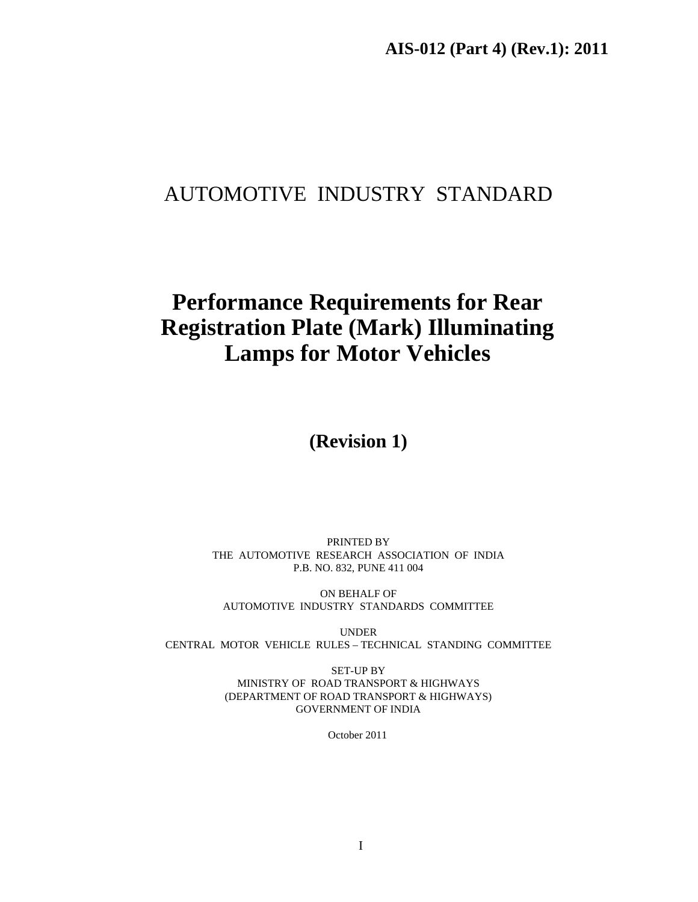**AIS-012 (Part 4) (Rev.1): 2011**

# AUTOMOTIVE INDUSTRY STANDARD

# Performance Requirements for Rear Registration Plate (Mark) Illuminating Lamps for Motor Vehicles

## (Revision 1)

PRINTED BY
THE AUTOMOTIVE RESEARCH ASSOCIATION OF INDIA
P.B. NO. 832, PUNE 411 004

ON BEHALF OF
AUTOMOTIVE INDUSTRY STANDARDS COMMITTEE

UNDER
CENTRAL MOTOR VEHICLE RULES – TECHNICAL STANDING COMMITTEE

SET-UP BY
MINISTRY OF ROAD TRANSPORT & HIGHWAYS
(DEPARTMENT OF ROAD TRANSPORT & HIGHWAYS)
GOVERNMENT OF INDIA

October 2011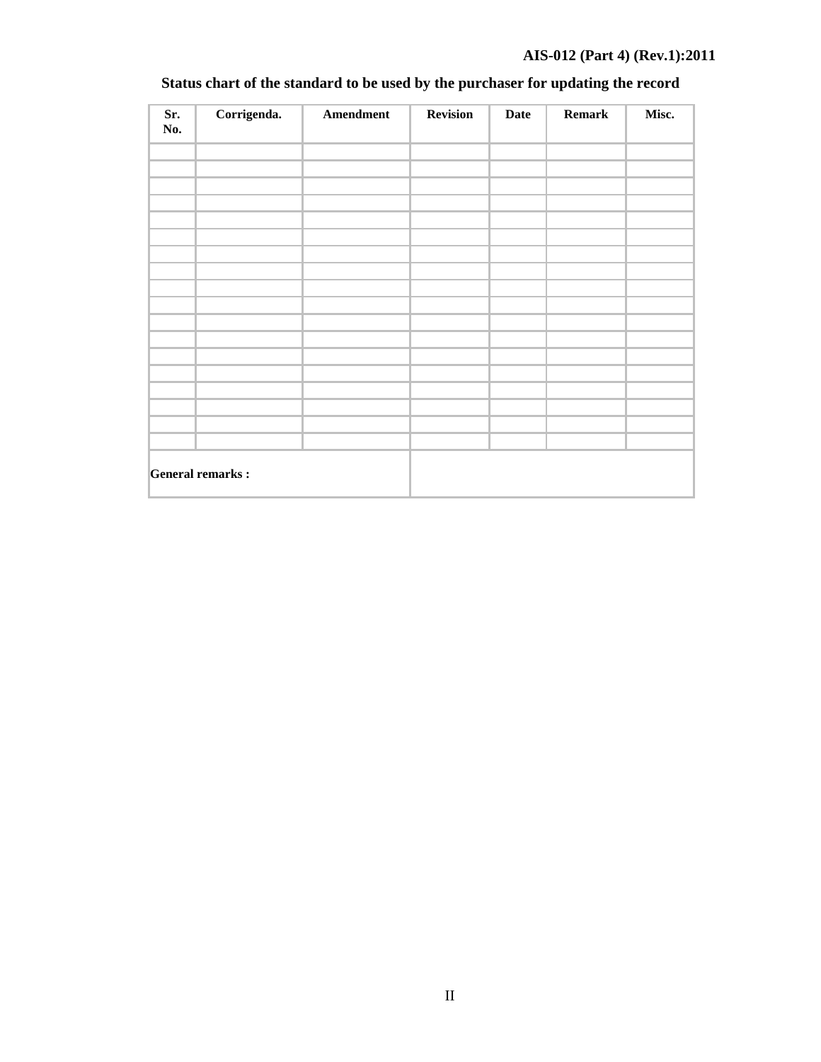**Status chart of the standard to be used by the purchaser for updating the record**

| Sr. No. | Corrigenda. | Amendment | Revision | Date | Remark | Misc. |
|---|---|---|---|---|---|---|
| | | | | | | |
| | | | | | | |
| | | | | | | |
| | | | | | | |
| | | | | | | |
| | | | | | | |
| | | | | | | |
| | | | | | | |
| | | | | | | |
| | | | | | | |
| | | | | | | |
| | | | | | | |
| | | | | | | |
| | | | | | | |
| | | | | | | |
| | | | | | | |
| | | | | | | |
| | | | | | | |
| **General remarks :** | | | | | | |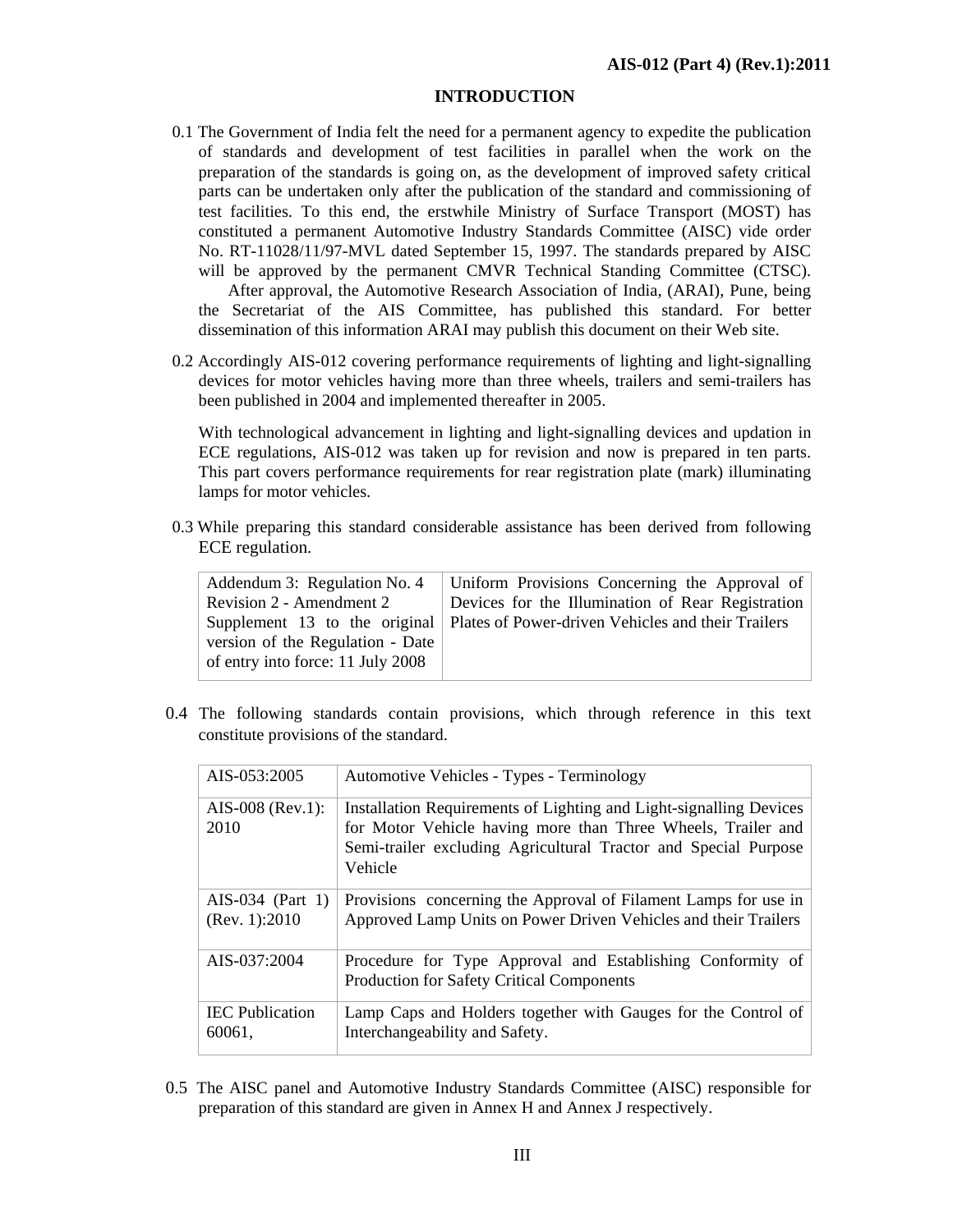## INTRODUCTION

0.1 The Government of India felt the need for a permanent agency to expedite the publication of standards and development of test facilities in parallel when the work on the preparation of the standards is going on, as the development of improved safety critical parts can be undertaken only after the publication of the standard and commissioning of test facilities. To this end, the erstwhile Ministry of Surface Transport (MOST) has constituted a permanent Automotive Industry Standards Committee (AISC) vide order No. RT-11028/11/97-MVL dated September 15, 1997. The standards prepared by AISC will be approved by the permanent CMVR Technical Standing Committee (CTSC). After approval, the Automotive Research Association of India, (ARAI), Pune, being the Secretariat of the AIS Committee, has published this standard. For better dissemination of this information ARAI may publish this document on their Web site.

0.2 Accordingly AIS-012 covering performance requirements of lighting and light-signalling devices for motor vehicles having more than three wheels, trailers and semi-trailers has been published in 2004 and implemented thereafter in 2005.

With technological advancement in lighting and light-signalling devices and updation in ECE regulations, AIS-012 was taken up for revision and now is prepared in ten parts. This part covers performance requirements for rear registration plate (mark) illuminating lamps for motor vehicles.

0.3 While preparing this standard considerable assistance has been derived from following ECE regulation.

| | |
|---|---|
| Addendum 3: Regulation No. 4 Revision 2 - Amendment 2 Supplement 13 to the original version of the Regulation - Date of entry into force: 11 July 2008 | Uniform Provisions Concerning the Approval of Devices for the Illumination of Rear Registration Plates of Power-driven Vehicles and their Trailers |

0.4 The following standards contain provisions, which through reference in this text constitute provisions of the standard.

| | |
|---|---|
| AIS-053:2005 | Automotive Vehicles - Types - Terminology |
| AIS-008 (Rev.1): 2010 | Installation Requirements of Lighting and Light-signalling Devices for Motor Vehicle having more than Three Wheels, Trailer and Semi-trailer excluding Agricultural Tractor and Special Purpose Vehicle |
| AIS-034 (Part 1) (Rev. 1):2010 | Provisions concerning the Approval of Filament Lamps for use in Approved Lamp Units on Power Driven Vehicles and their Trailers |
| AIS-037:2004 | Procedure for Type Approval and Establishing Conformity of Production for Safety Critical Components |
| IEC Publication 60061, | Lamp Caps and Holders together with Gauges for the Control of Interchangeability and Safety. |

0.5 The AISC panel and Automotive Industry Standards Committee (AISC) responsible for preparation of this standard are given in Annex H and Annex J respectively.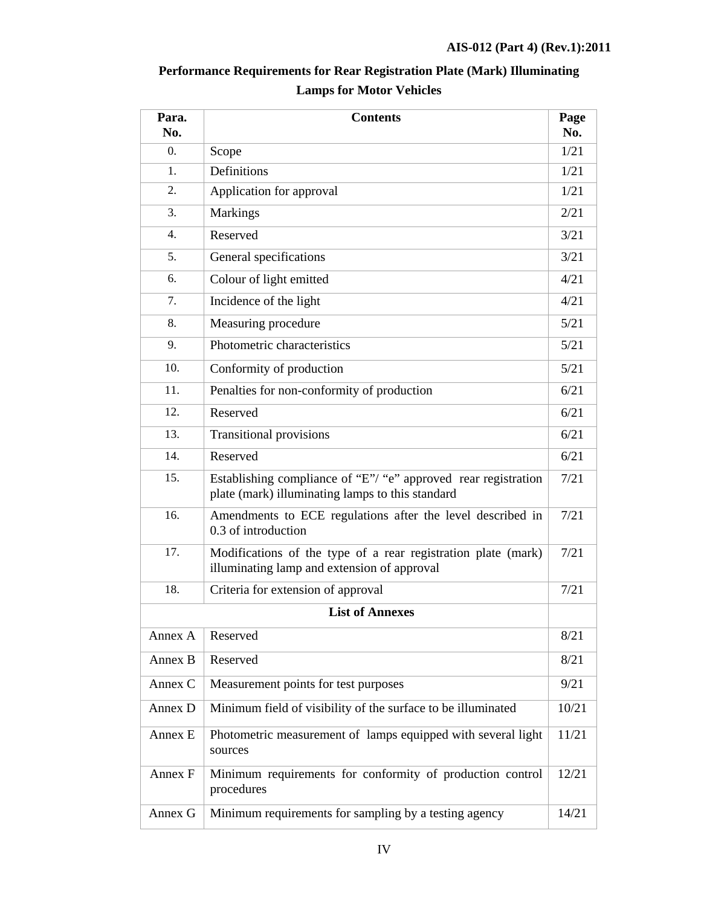# Performance Requirements for Rear Registration Plate (Mark) Illuminating Lamps for Motor Vehicles

| Para. No. | Contents | Page No. |
|---|---|---|
| 0. | Scope | 1/21 |
| 1. | Definitions | 1/21 |
| 2. | Application for approval | 1/21 |
| 3. | Markings | 2/21 |
| 4. | Reserved | 3/21 |
| 5. | General specifications | 3/21 |
| 6. | Colour of light emitted | 4/21 |
| 7. | Incidence of the light | 4/21 |
| 8. | Measuring procedure | 5/21 |
| 9. | Photometric characteristics | 5/21 |
| 10. | Conformity of production | 5/21 |
| 11. | Penalties for non-conformity of production | 6/21 |
| 12. | Reserved | 6/21 |
| 13. | Transitional provisions | 6/21 |
| 14. | Reserved | 6/21 |
| 15. | Establishing compliance of "E"/ "e" approved rear registration plate (mark) illuminating lamps to this standard | 7/21 |
| 16. | Amendments to ECE regulations after the level described in 0.3 of introduction | 7/21 |
| 17. | Modifications of the type of a rear registration plate (mark) illuminating lamp and extension of approval | 7/21 |
| 18. | Criteria for extension of approval | 7/21 |
| | **List of Annexes** | |
| Annex A | Reserved | 8/21 |
| Annex B | Reserved | 8/21 |
| Annex C | Measurement points for test purposes | 9/21 |
| Annex D | Minimum field of visibility of the surface to be illuminated | 10/21 |
| Annex E | Photometric measurement of lamps equipped with several light sources | 11/21 |
| Annex F | Minimum requirements for conformity of production control procedures | 12/21 |
| Annex G | Minimum requirements for sampling by a testing agency | 14/21 |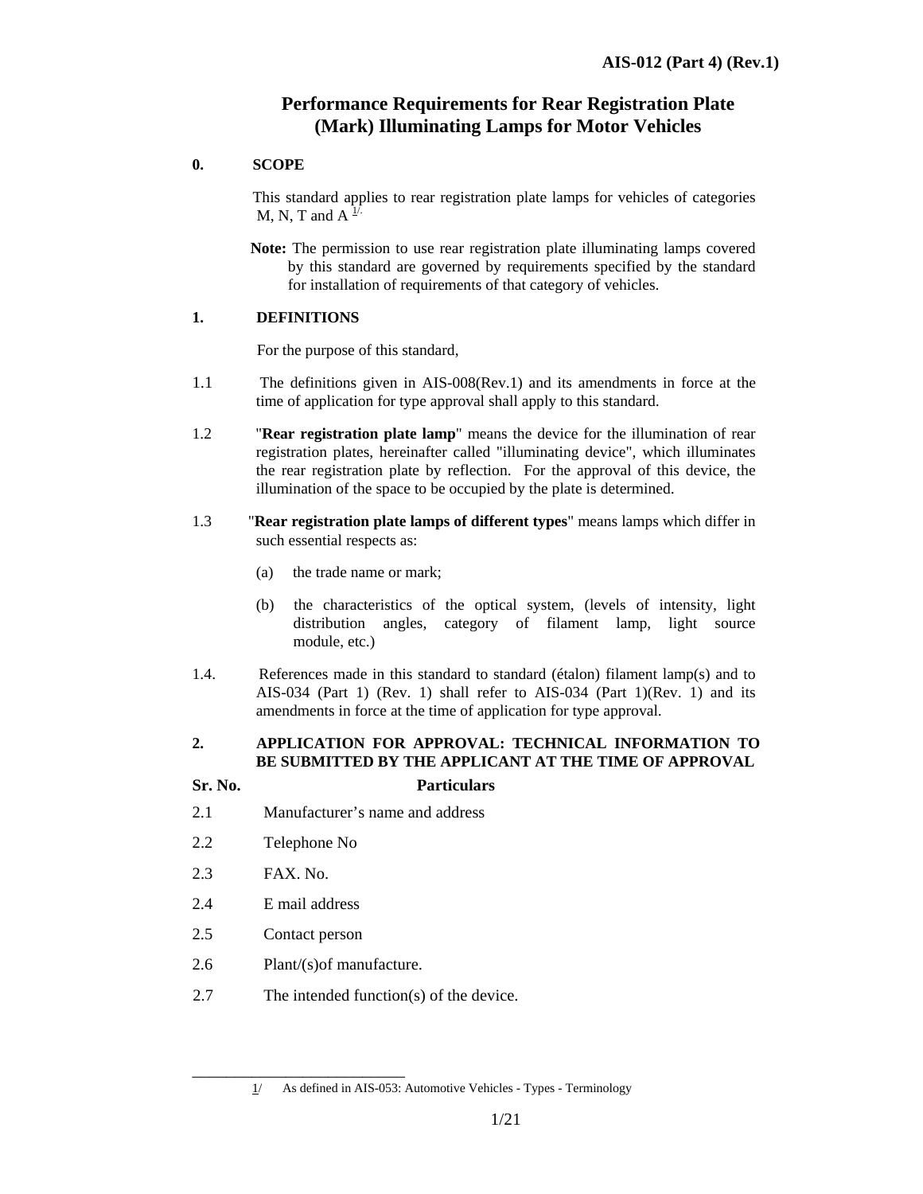# Performance Requirements for Rear Registration Plate (Mark) Illuminating Lamps for Motor Vehicles

## 0. SCOPE

This standard applies to rear registration plate lamps for vehicles of categories M, N, T and A [1/]

**Note:** The permission to use rear registration plate illuminating lamps covered by this standard are governed by requirements specified by the standard for installation of requirements of that category of vehicles.

## 1. DEFINITIONS

For the purpose of this standard,

1.1 The definitions given in AIS-008(Rev.1) and its amendments in force at the time of application for type approval shall apply to this standard.

1.2 "**Rear registration plate lamp**" means the device for the illumination of rear registration plates, hereinafter called "illuminating device", which illuminates the rear registration plate by reflection. For the approval of this device, the illumination of the space to be occupied by the plate is determined.

1.3 "**Rear registration plate lamps of different types**" means lamps which differ in such essential respects as:

(a) the trade name or mark;

(b) the characteristics of the optical system, (levels of intensity, light distribution angles, category of filament lamp, light source module, etc.)

1.4. References made in this standard to standard (étalon) filament lamp(s) and to AIS-034 (Part 1) (Rev. 1) shall refer to AIS-034 (Part 1)(Rev. 1) and its amendments in force at the time of application for type approval.

## 2. APPLICATION FOR APPROVAL: TECHNICAL INFORMATION TO BE SUBMITTED BY THE APPLICANT AT THE TIME OF APPROVAL

| Sr. No. | Particulars |
|---|---|
| 2.1 | Manufacturer's name and address |
| 2.2 | Telephone No |
| 2.3 | FAX. No. |
| 2.4 | E mail address |
| 2.5 | Contact person |
| 2.6 | Plant/(s)of manufacture. |
| 2.7 | The intended function(s) of the device. |

---

1/ As defined in AIS-053: Automotive Vehicles - Types - Terminology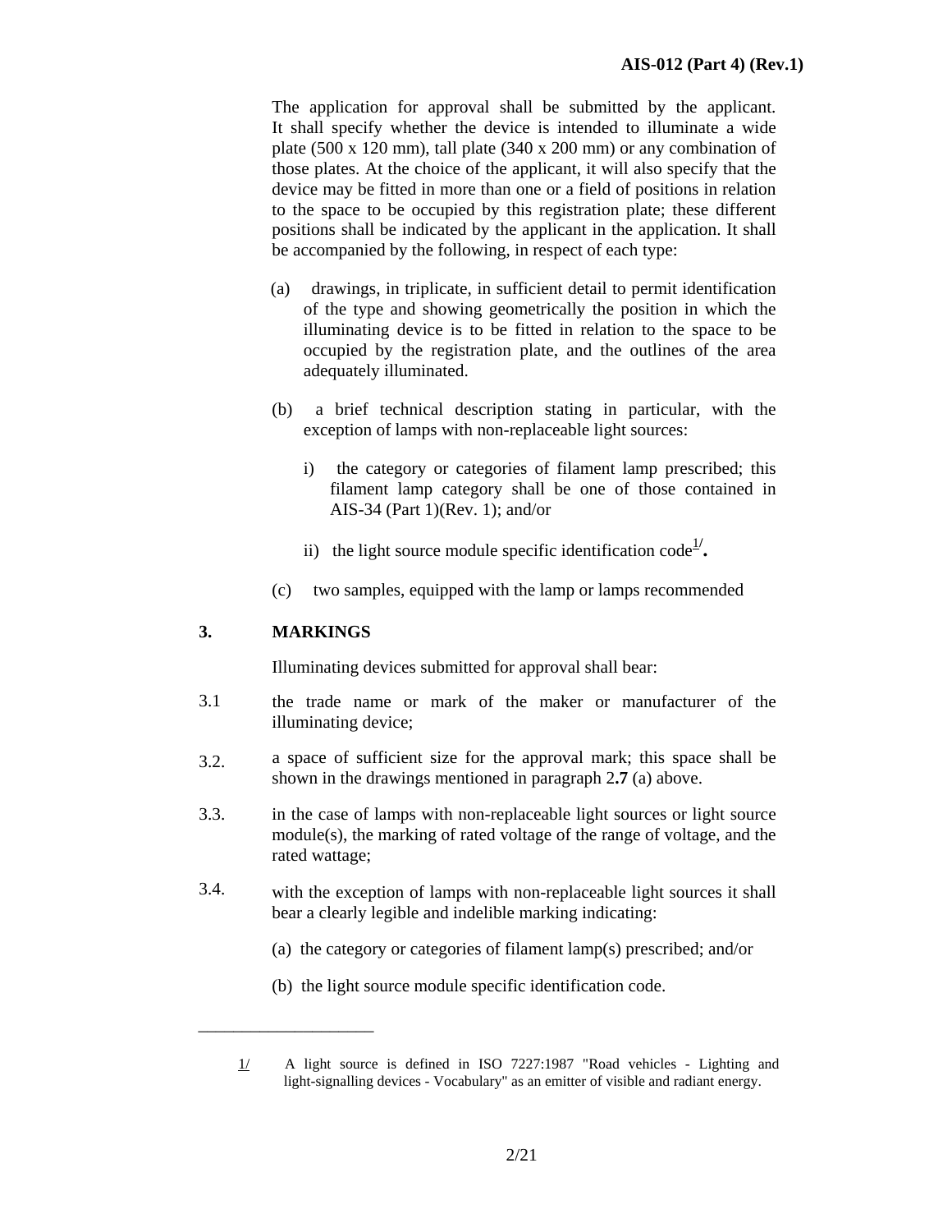The application for approval shall be submitted by the applicant. It shall specify whether the device is intended to illuminate a wide plate (500 x 120 mm), tall plate (340 x 200 mm) or any combination of those plates. At the choice of the applicant, it will also specify that the device may be fitted in more than one or a field of positions in relation to the space to be occupied by this registration plate; these different positions shall be indicated by the applicant in the application. It shall be accompanied by the following, in respect of each type:

(a) drawings, in triplicate, in sufficient detail to permit identification of the type and showing geometrically the position in which the illuminating device is to be fitted in relation to the space to be occupied by the registration plate, and the outlines of the area adequately illuminated.

(b) a brief technical description stating in particular, with the exception of lamps with non-replaceable light sources:

i) the category or categories of filament lamp prescribed; this filament lamp category shall be one of those contained in AIS-34 (Part 1)(Rev. 1); and/or

ii) the light source module specific identification code[1/].

(c) two samples, equipped with the lamp or lamps recommended

## 3. MARKINGS

Illuminating devices submitted for approval shall bear:

3.1 the trade name or mark of the maker or manufacturer of the illuminating device;

3.2. a space of sufficient size for the approval mark; this space shall be shown in the drawings mentioned in paragraph 2**.7** (a) above.

3.3. in the case of lamps with non-replaceable light sources or light source module(s), the marking of rated voltage of the range of voltage, and the rated wattage;

3.4. with the exception of lamps with non-replaceable light sources it shall bear a clearly legible and indelible marking indicating:

(a) the category or categories of filament lamp(s) prescribed; and/or

(b) the light source module specific identification code.

---

1/ A light source is defined in ISO 7227:1987 "Road vehicles - Lighting and light-signalling devices - Vocabulary" as an emitter of visible and radiant energy.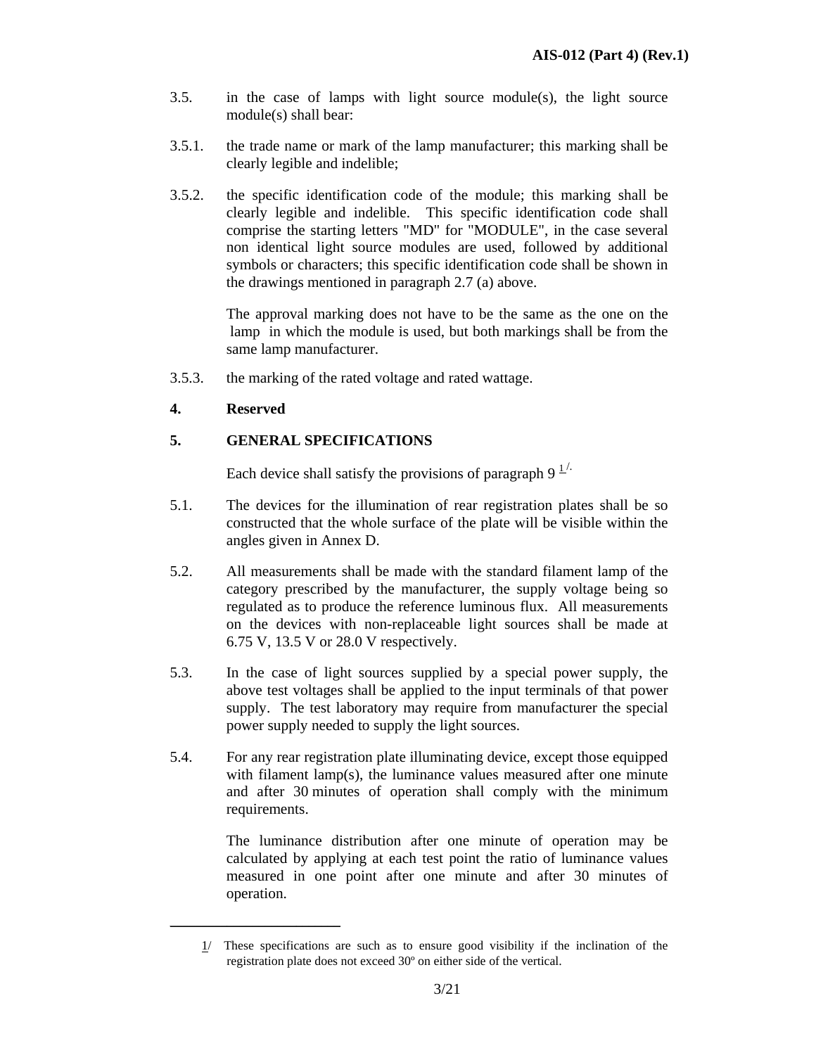3.5. in the case of lamps with light source module(s), the light source module(s) shall bear:

3.5.1. the trade name or mark of the lamp manufacturer; this marking shall be clearly legible and indelible;

3.5.2. the specific identification code of the module; this marking shall be clearly legible and indelible. This specific identification code shall comprise the starting letters "MD" for "MODULE", in the case several non identical light source modules are used, followed by additional symbols or characters; this specific identification code shall be shown in the drawings mentioned in paragraph 2.7 (a) above.

The approval marking does not have to be the same as the one on the lamp in which the module is used, but both markings shall be from the same lamp manufacturer.

3.5.3. the marking of the rated voltage and rated wattage.

**4. Reserved**

**5. GENERAL SPECIFICATIONS**

Each device shall satisfy the provisions of paragraph 9 [1/].

5.1. The devices for the illumination of rear registration plates shall be so constructed that the whole surface of the plate will be visible within the angles given in Annex D.

5.2. All measurements shall be made with the standard filament lamp of the category prescribed by the manufacturer, the supply voltage being so regulated as to produce the reference luminous flux. All measurements on the devices with non-replaceable light sources shall be made at 6.75 V, 13.5 V or 28.0 V respectively.

5.3. In the case of light sources supplied by a special power supply, the above test voltages shall be applied to the input terminals of that power supply. The test laboratory may require from manufacturer the special power supply needed to supply the light sources.

5.4. For any rear registration plate illuminating device, except those equipped with filament lamp(s), the luminance values measured after one minute and after 30 minutes of operation shall comply with the minimum requirements.

The luminance distribution after one minute of operation may be calculated by applying at each test point the ratio of luminance values measured in one point after one minute and after 30 minutes of operation.

---

1/ These specifications are such as to ensure good visibility if the inclination of the registration plate does not exceed 30º on either side of the vertical.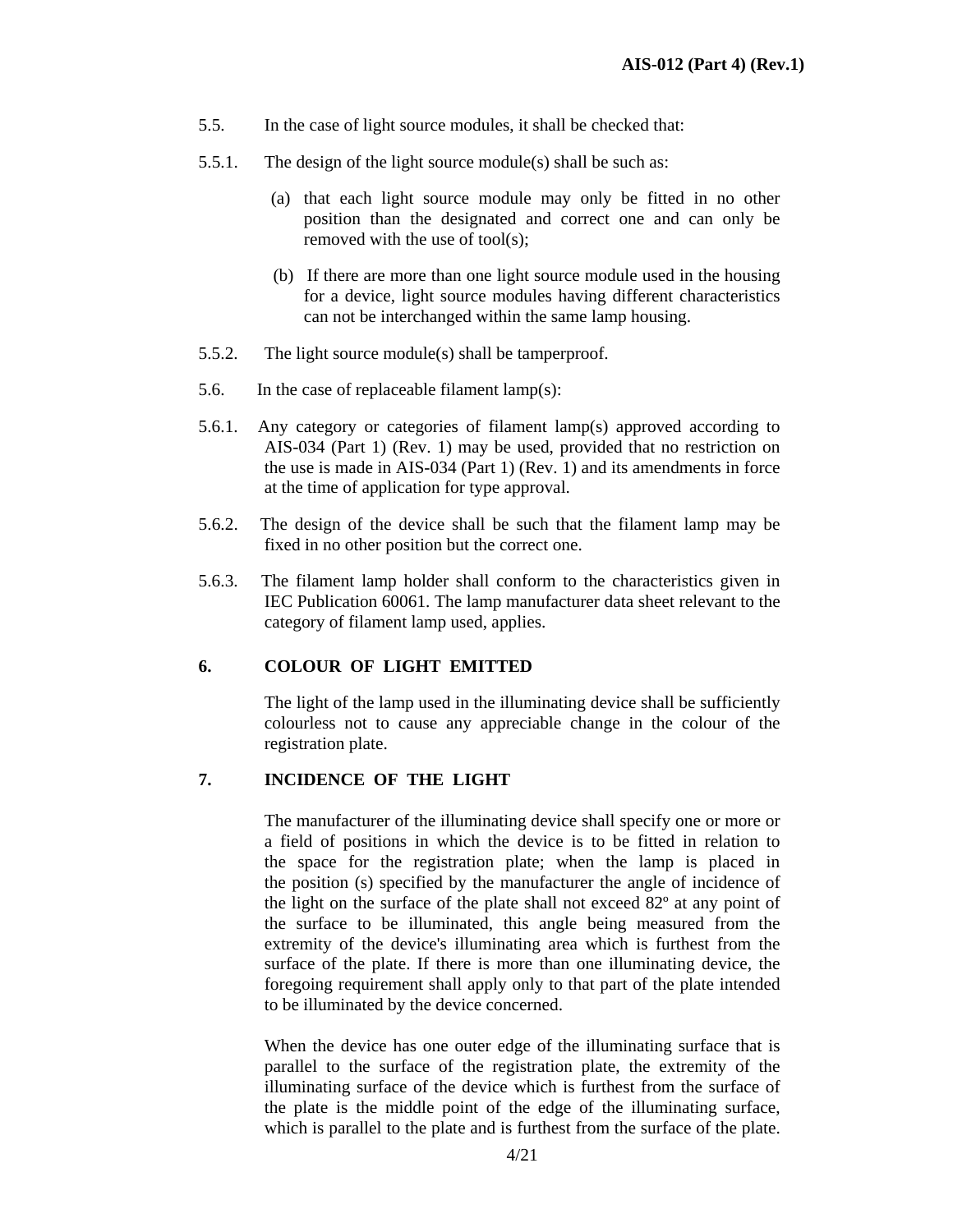5.5. In the case of light source modules, it shall be checked that:

5.5.1. The design of the light source module(s) shall be such as:

(a) that each light source module may only be fitted in no other position than the designated and correct one and can only be removed with the use of tool(s);

(b) If there are more than one light source module used in the housing for a device, light source modules having different characteristics can not be interchanged within the same lamp housing.

5.5.2. The light source module(s) shall be tamperproof.

5.6. In the case of replaceable filament lamp(s):

5.6.1. Any category or categories of filament lamp(s) approved according to AIS-034 (Part 1) (Rev. 1) may be used, provided that no restriction on the use is made in AIS-034 (Part 1) (Rev. 1) and its amendments in force at the time of application for type approval.

5.6.2. The design of the device shall be such that the filament lamp may be fixed in no other position but the correct one.

5.6.3. The filament lamp holder shall conform to the characteristics given in IEC Publication 60061. The lamp manufacturer data sheet relevant to the category of filament lamp used, applies.

## 6. COLOUR OF LIGHT EMITTED

The light of the lamp used in the illuminating device shall be sufficiently colourless not to cause any appreciable change in the colour of the registration plate.

## 7. INCIDENCE OF THE LIGHT

The manufacturer of the illuminating device shall specify one or more or a field of positions in which the device is to be fitted in relation to the space for the registration plate; when the lamp is placed in the position (s) specified by the manufacturer the angle of incidence of the light on the surface of the plate shall not exceed 82º at any point of the surface to be illuminated, this angle being measured from the extremity of the device's illuminating area which is furthest from the surface of the plate. If there is more than one illuminating device, the foregoing requirement shall apply only to that part of the plate intended to be illuminated by the device concerned.

When the device has one outer edge of the illuminating surface that is parallel to the surface of the registration plate, the extremity of the illuminating surface of the device which is furthest from the surface of the plate is the middle point of the edge of the illuminating surface, which is parallel to the plate and is furthest from the surface of the plate.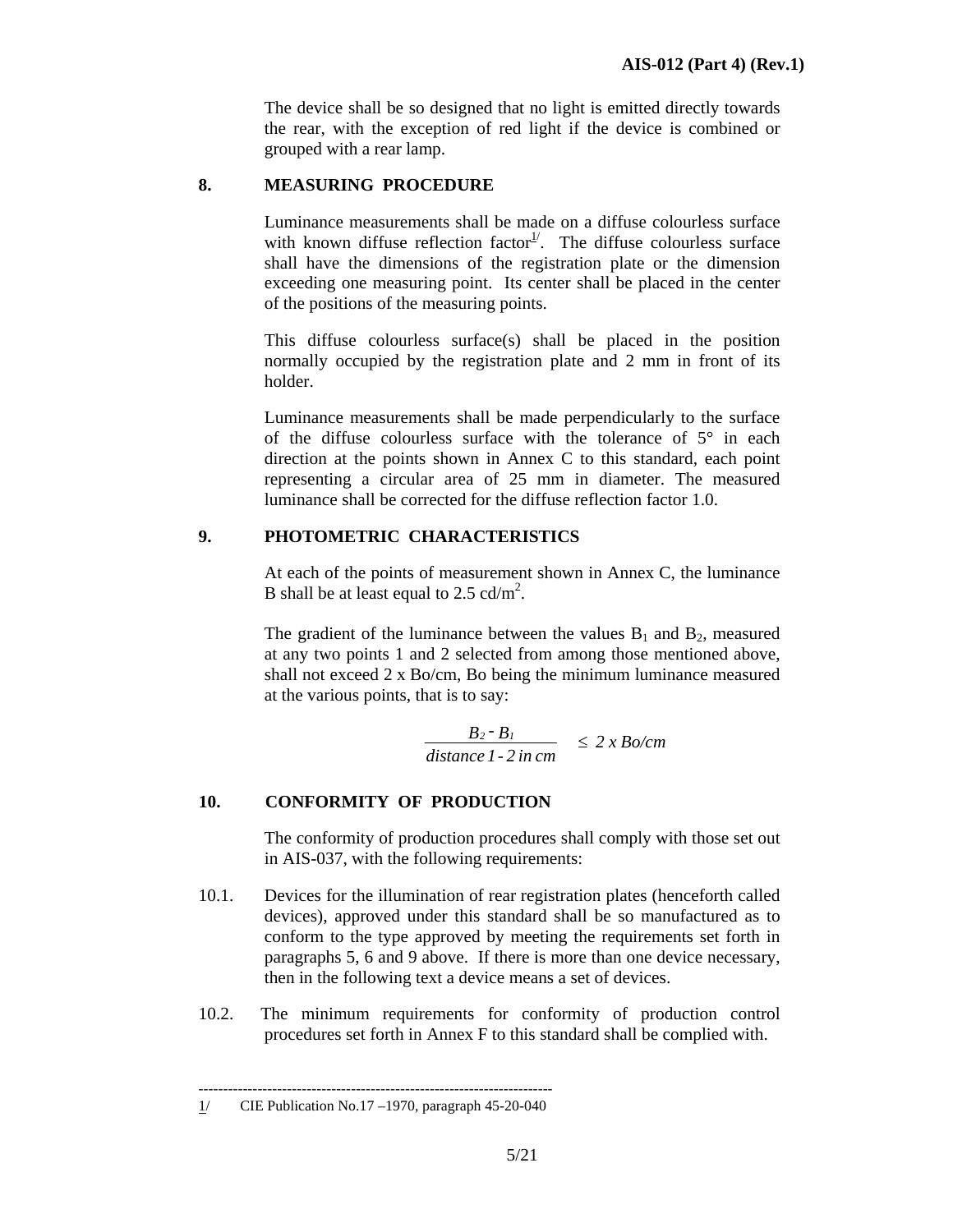The device shall be so designed that no light is emitted directly towards the rear, with the exception of red light if the device is combined or grouped with a rear lamp.

## 8. MEASURING PROCEDURE

Luminance measurements shall be made on a diffuse colourless surface with known diffuse reflection factor[1/]. The diffuse colourless surface shall have the dimensions of the registration plate or the dimension exceeding one measuring point. Its center shall be placed in the center of the positions of the measuring points.

This diffuse colourless surface(s) shall be placed in the position normally occupied by the registration plate and 2 mm in front of its holder.

Luminance measurements shall be made perpendicularly to the surface of the diffuse colourless surface with the tolerance of 5° in each direction at the points shown in Annex C to this standard, each point representing a circular area of 25 mm in diameter. The measured luminance shall be corrected for the diffuse reflection factor 1.0.

## 9. PHOTOMETRIC CHARACTERISTICS

At each of the points of measurement shown in Annex C, the luminance B shall be at least equal to 2.5 cd/$m^2$.

The gradient of the luminance between the values $B_1$ and $B_2$, measured at any two points 1 and 2 selected from among those mentioned above, shall not exceed 2 x Bo/cm, Bo being the minimum luminance measured at the various points, that is to say:

$$\frac{B_2 - B_1}{\text{distance } 1 - 2 \text{ in cm}} \leq 2 \times Bo/cm$$

## 10. CONFORMITY OF PRODUCTION

The conformity of production procedures shall comply with those set out in AIS-037, with the following requirements:

10.1. Devices for the illumination of rear registration plates (henceforth called devices), approved under this standard shall be so manufactured as to conform to the type approved by meeting the requirements set forth in paragraphs 5, 6 and 9 above. If there is more than one device necessary, then in the following text a device means a set of devices.

10.2. The minimum requirements for conformity of production control procedures set forth in Annex F to this standard shall be complied with.

---

1/ CIE Publication No.17 –1970, paragraph 45-20-040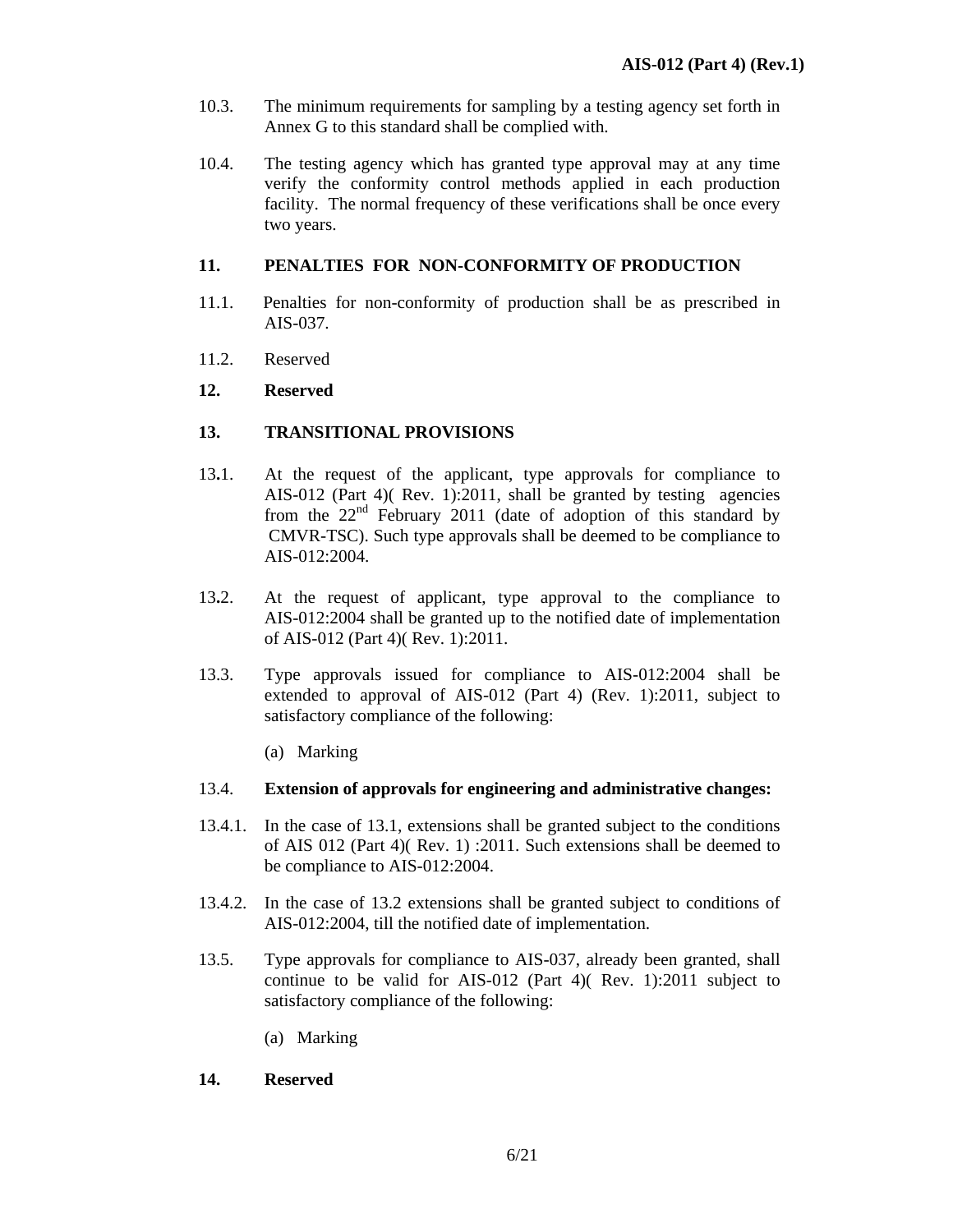10.3. The minimum requirements for sampling by a testing agency set forth in Annex G to this standard shall be complied with.

10.4. The testing agency which has granted type approval may at any time verify the conformity control methods applied in each production facility. The normal frequency of these verifications shall be once every two years.

## 11. PENALTIES FOR NON-CONFORMITY OF PRODUCTION

11.1. Penalties for non-conformity of production shall be as prescribed in AIS-037.

11.2. Reserved

## 12. Reserved

## 13. TRANSITIONAL PROVISIONS

13.1. At the request of the applicant, type approvals for compliance to AIS-012 (Part 4)( Rev. 1):2011, shall be granted by testing agencies from the 22nd February 2011 (date of adoption of this standard by CMVR-TSC). Such type approvals shall be deemed to be compliance to AIS-012:2004.

13.2. At the request of applicant, type approval to the compliance to AIS-012:2004 shall be granted up to the notified date of implementation of AIS-012 (Part 4)( Rev. 1):2011.

13.3. Type approvals issued for compliance to AIS-012:2004 shall be extended to approval of AIS-012 (Part 4) (Rev. 1):2011, subject to satisfactory compliance of the following:

(a) Marking

13.4. **Extension of approvals for engineering and administrative changes:**

13.4.1. In the case of 13.1, extensions shall be granted subject to the conditions of AIS 012 (Part 4)( Rev. 1) :2011. Such extensions shall be deemed to be compliance to AIS-012:2004.

13.4.2. In the case of 13.2 extensions shall be granted subject to conditions of AIS-012:2004, till the notified date of implementation.

13.5. Type approvals for compliance to AIS-037, already been granted, shall continue to be valid for AIS-012 (Part 4)( Rev. 1):2011 subject to satisfactory compliance of the following:

(a) Marking

## 14. Reserved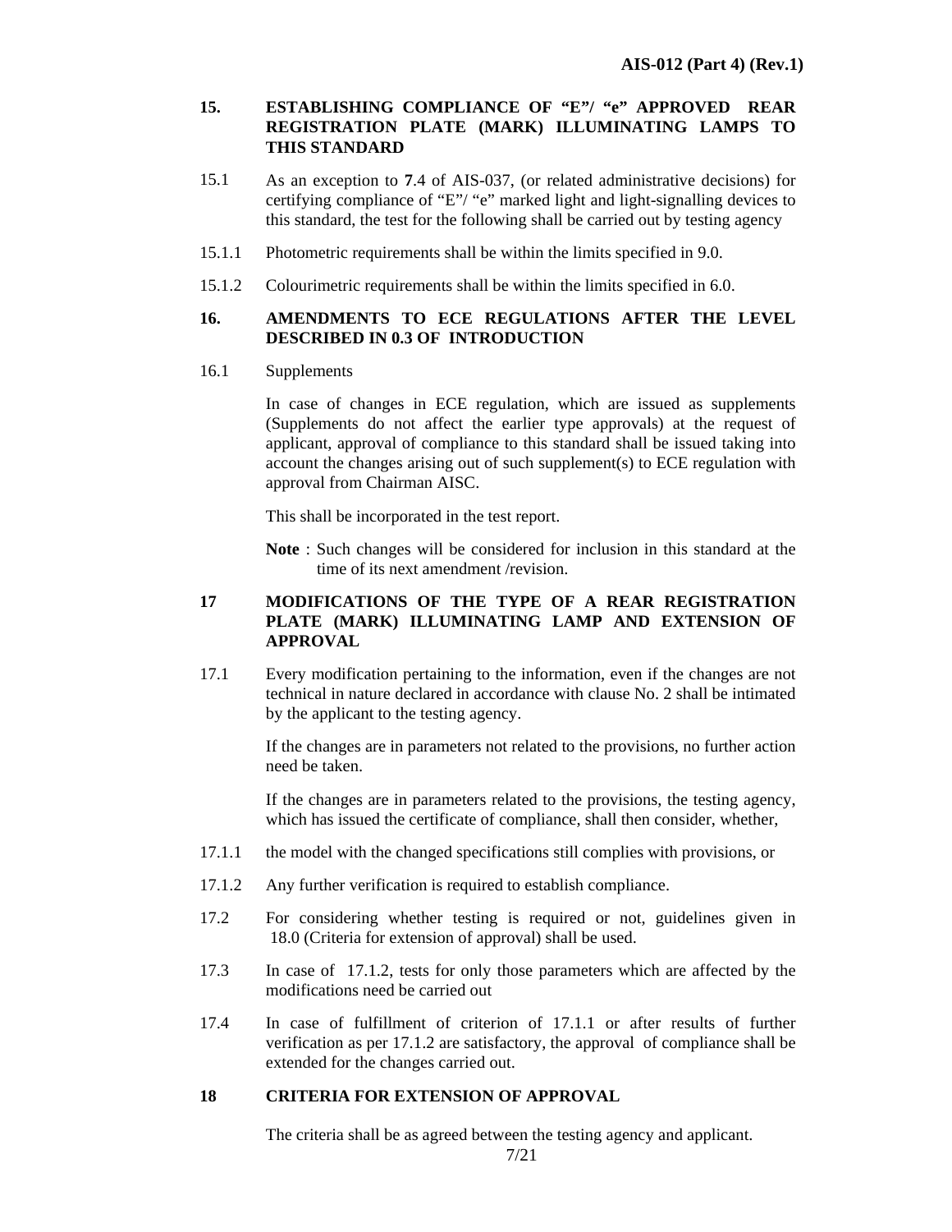## 15. ESTABLISHING COMPLIANCE OF "E"/ "e" APPROVED REAR REGISTRATION PLATE (MARK) ILLUMINATING LAMPS TO THIS STANDARD

15.1 As an exception to **7**.4 of AIS-037, (or related administrative decisions) for certifying compliance of "E"/ "e" marked light and light-signalling devices to this standard, the test for the following shall be carried out by testing agency

15.1.1 Photometric requirements shall be within the limits specified in 9.0.

15.1.2 Colourimetric requirements shall be within the limits specified in 6.0.

## 16. AMENDMENTS TO ECE REGULATIONS AFTER THE LEVEL DESCRIBED IN 0.3 OF INTRODUCTION

16.1 Supplements

In case of changes in ECE regulation, which are issued as supplements (Supplements do not affect the earlier type approvals) at the request of applicant, approval of compliance to this standard shall be issued taking into account the changes arising out of such supplement(s) to ECE regulation with approval from Chairman AISC.

This shall be incorporated in the test report.

**Note** : Such changes will be considered for inclusion in this standard at the time of its next amendment /revision.

## 17 MODIFICATIONS OF THE TYPE OF A REAR REGISTRATION PLATE (MARK) ILLUMINATING LAMP AND EXTENSION OF APPROVAL

17.1 Every modification pertaining to the information, even if the changes are not technical in nature declared in accordance with clause No. 2 shall be intimated by the applicant to the testing agency.

If the changes are in parameters not related to the provisions, no further action need be taken.

If the changes are in parameters related to the provisions, the testing agency, which has issued the certificate of compliance, shall then consider, whether,

17.1.1 the model with the changed specifications still complies with provisions, or

17.1.2 Any further verification is required to establish compliance.

17.2 For considering whether testing is required or not, guidelines given in 18.0 (Criteria for extension of approval) shall be used.

17.3 In case of 17.1.2, tests for only those parameters which are affected by the modifications need be carried out

17.4 In case of fulfillment of criterion of 17.1.1 or after results of further verification as per 17.1.2 are satisfactory, the approval of compliance shall be extended for the changes carried out.

## 18 CRITERIA FOR EXTENSION OF APPROVAL

The criteria shall be as agreed between the testing agency and applicant.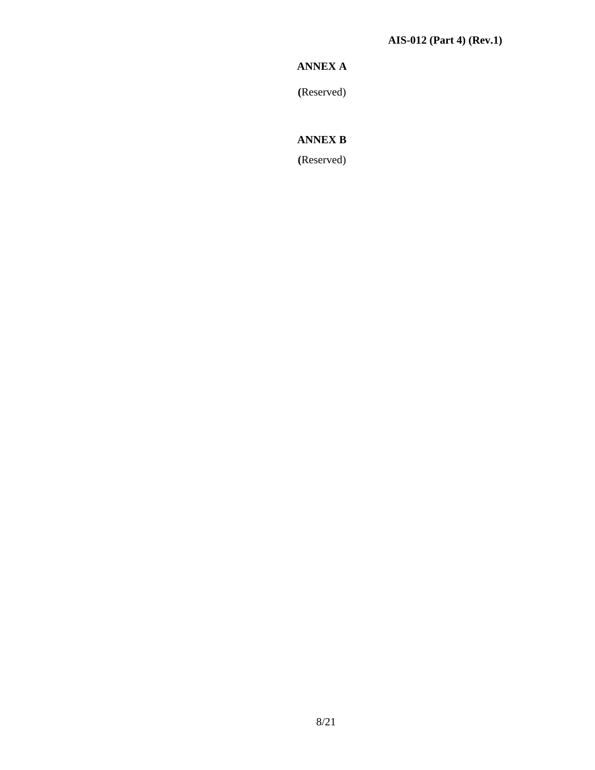## ANNEX A

(Reserved)

## ANNEX B

(Reserved)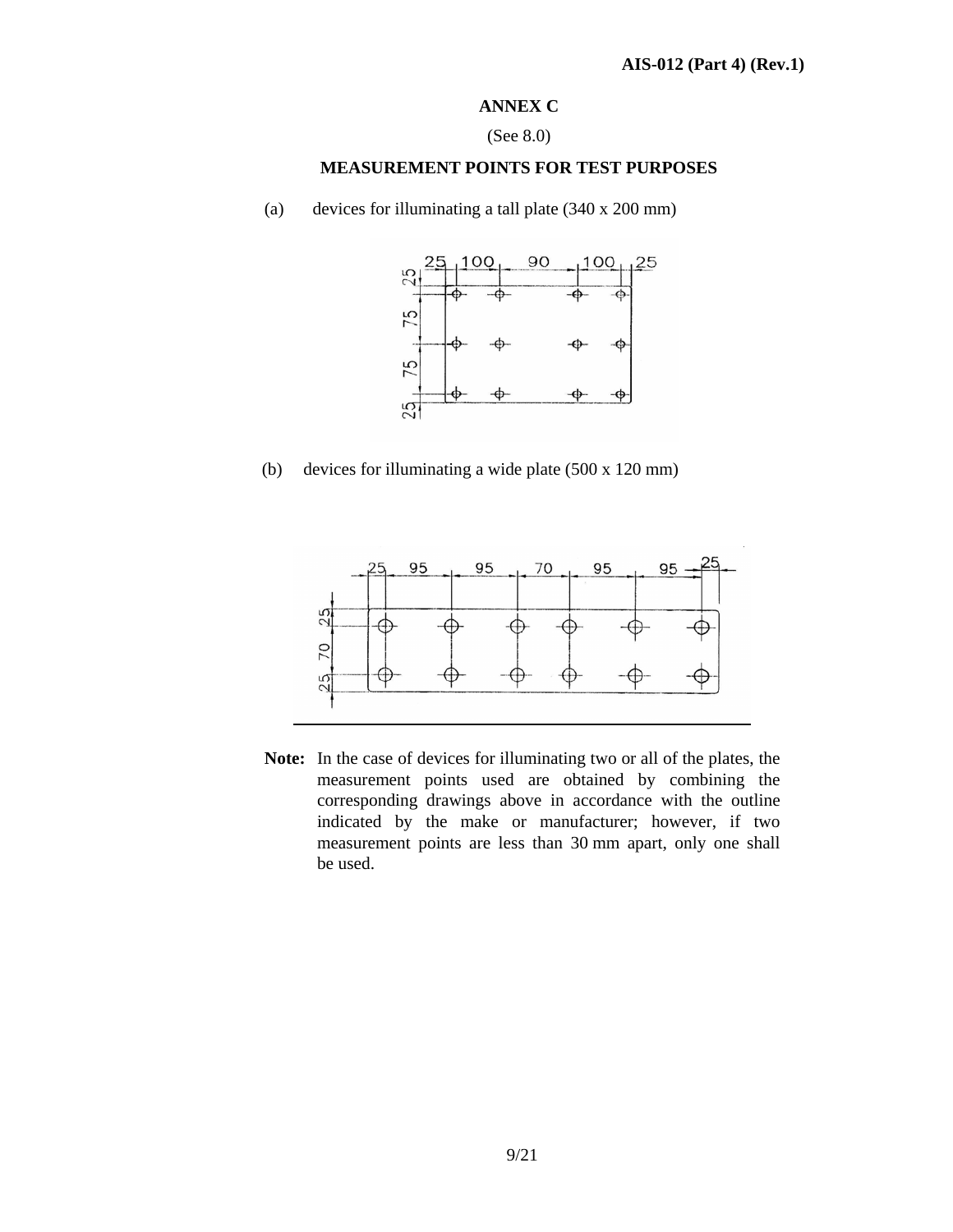## ANNEX C

(See 8.0)

### MEASUREMENT POINTS FOR TEST PURPOSES

(a) devices for illuminating a tall plate (340 x 200 mm)

(b) devices for illuminating a wide plate (500 x 120 mm)

---

**Note:** In the case of devices for illuminating two or all of the plates, the measurement points used are obtained by combining the corresponding drawings above in accordance with the outline indicated by the make or manufacturer; however, if two measurement points are less than 30 mm apart, only one shall be used.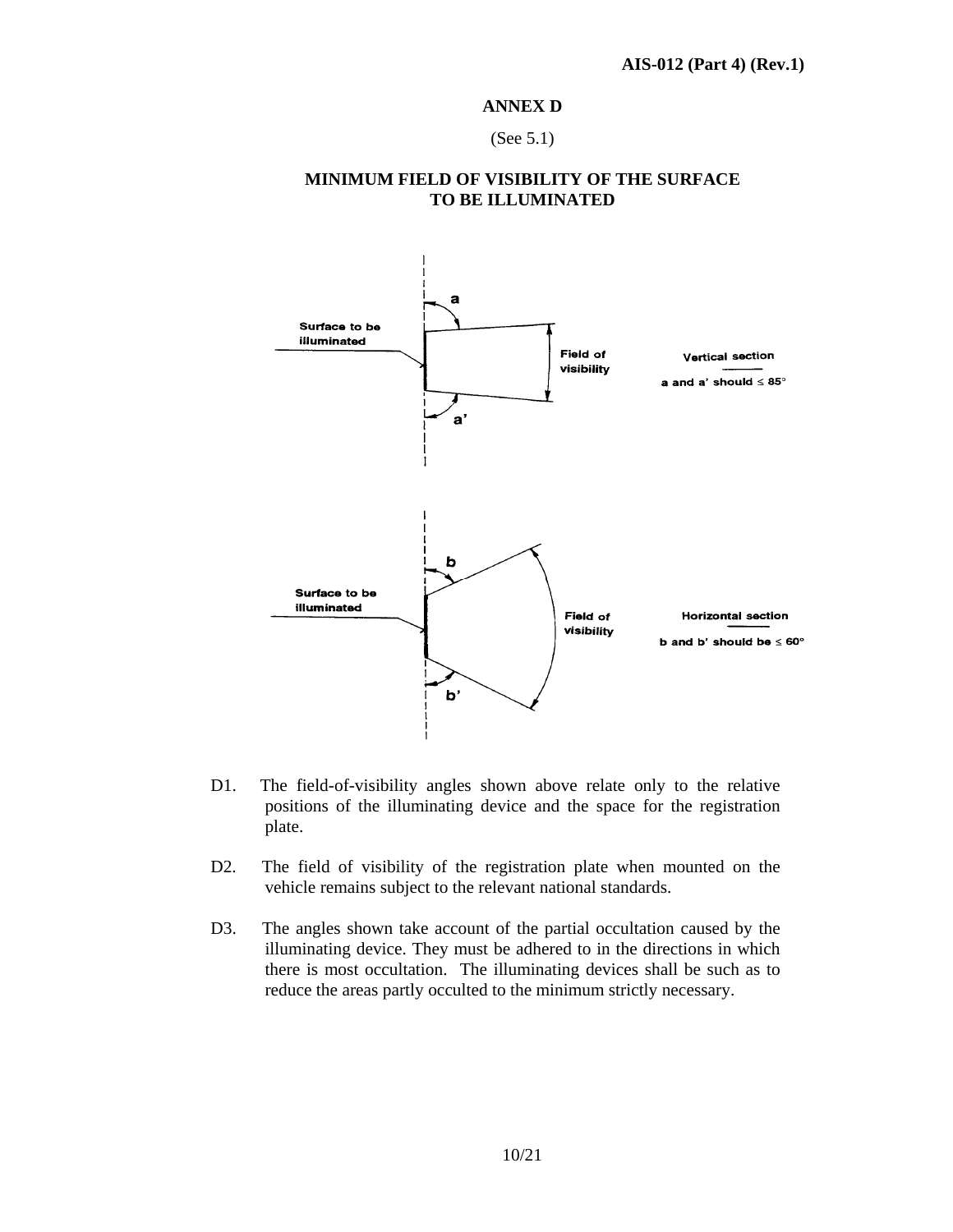## ANNEX D

(See 5.1)

### MINIMUM FIELD OF VISIBILITY OF THE SURFACE TO BE ILLUMINATED

Surface to be illuminated

Field of visibility

Vertical section

a and a' should ≤ 85°

Surface to be illuminated

Field of visibility

Horizontal section

b and b' should be ≤ 60°

D1. The field-of-visibility angles shown above relate only to the relative positions of the illuminating device and the space for the registration plate.

D2. The field of visibility of the registration plate when mounted on the vehicle remains subject to the relevant national standards.

D3. The angles shown take account of the partial occultation caused by the illuminating device. They must be adhered to in the directions in which there is most occultation. The illuminating devices shall be such as to reduce the areas partly occulted to the minimum strictly necessary.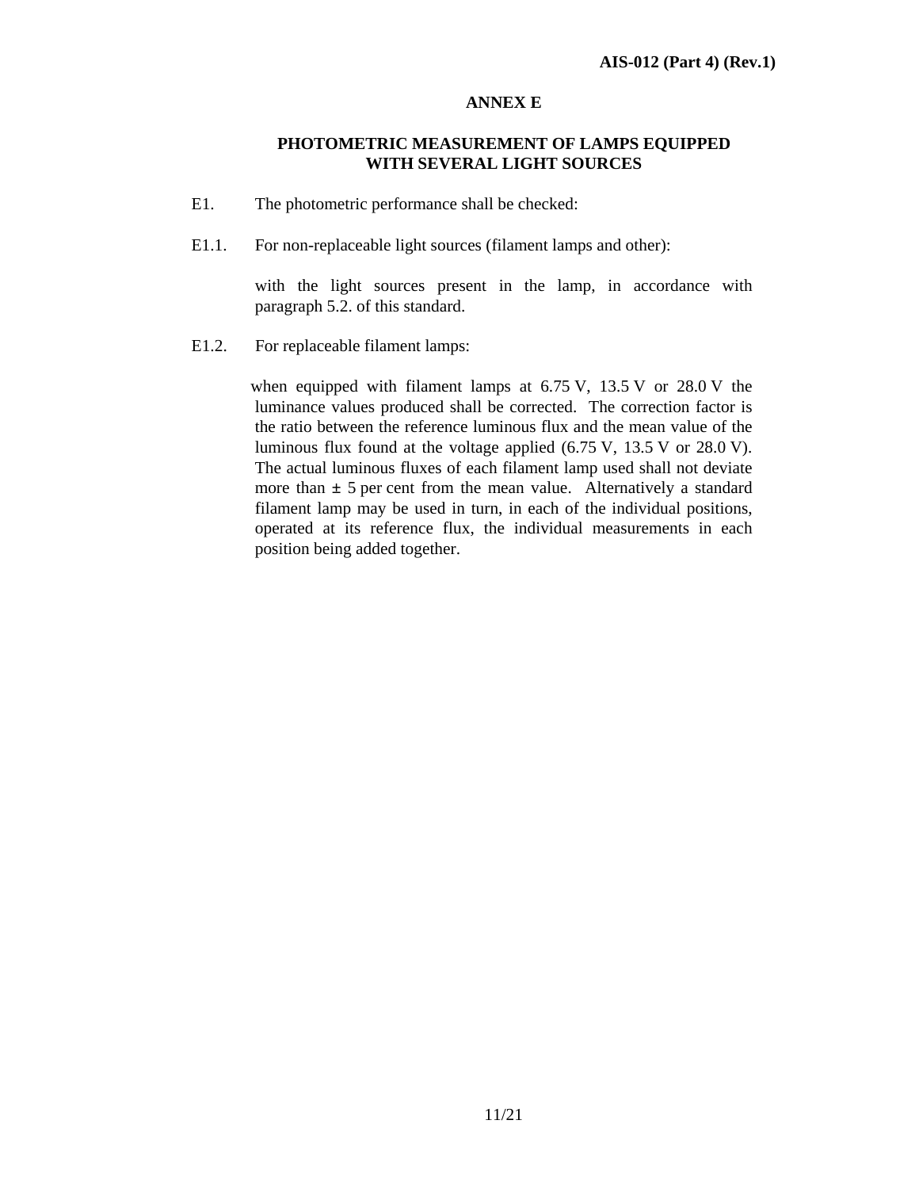# ANNEX E

## PHOTOMETRIC MEASUREMENT OF LAMPS EQUIPPED WITH SEVERAL LIGHT SOURCES

E1. The photometric performance shall be checked:

E1.1. For non-replaceable light sources (filament lamps and other):

with the light sources present in the lamp, in accordance with paragraph 5.2. of this standard.

E1.2. For replaceable filament lamps:

when equipped with filament lamps at 6.75 V, 13.5 V or 28.0 V the luminance values produced shall be corrected. The correction factor is the ratio between the reference luminous flux and the mean value of the luminous flux found at the voltage applied (6.75 V, 13.5 V or 28.0 V). The actual luminous fluxes of each filament lamp used shall not deviate more than ± 5 per cent from the mean value. Alternatively a standard filament lamp may be used in turn, in each of the individual positions, operated at its reference flux, the individual measurements in each position being added together.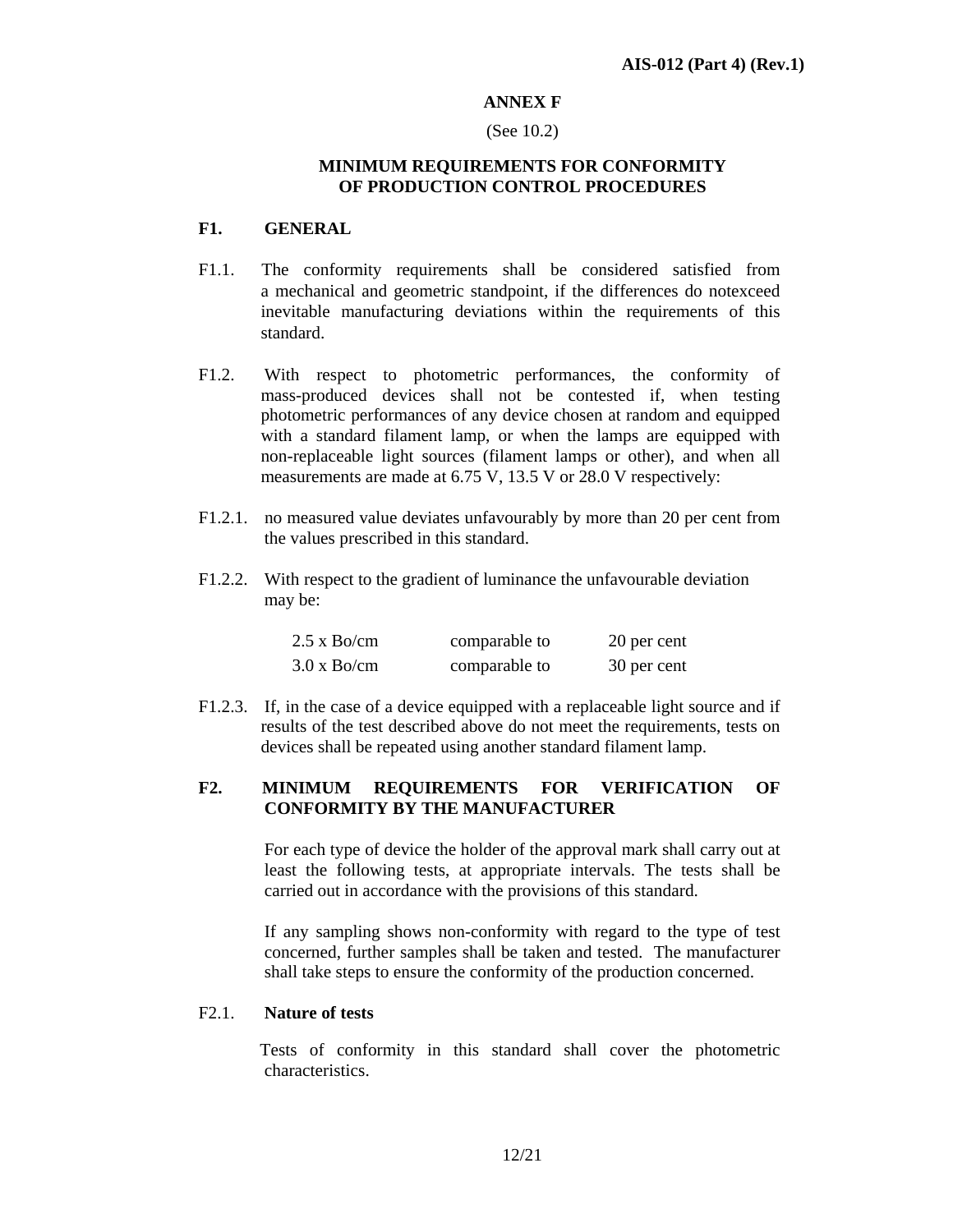## ANNEX F

(See 10.2)

## MINIMUM REQUIREMENTS FOR CONFORMITY OF PRODUCTION CONTROL PROCEDURES

### F1. GENERAL

F1.1. The conformity requirements shall be considered satisfied from a mechanical and geometric standpoint, if the differences do notexceed inevitable manufacturing deviations within the requirements of this standard.

F1.2. With respect to photometric performances, the conformity of mass-produced devices shall not be contested if, when testing photometric performances of any device chosen at random and equipped with a standard filament lamp, or when the lamps are equipped with non-replaceable light sources (filament lamps or other), and when all measurements are made at 6.75 V, 13.5 V or 28.0 V respectively:

F1.2.1. no measured value deviates unfavourably by more than 20 per cent from the values prescribed in this standard.

F1.2.2. With respect to the gradient of luminance the unfavourable deviation may be:

| | | |
|---|---|---|
| 2.5 x Bo/cm | comparable to | 20 per cent |
| 3.0 x Bo/cm | comparable to | 30 per cent |

F1.2.3. If, in the case of a device equipped with a replaceable light source and if results of the test described above do not meet the requirements, tests on devices shall be repeated using another standard filament lamp.

### F2. MINIMUM REQUIREMENTS FOR VERIFICATION OF CONFORMITY BY THE MANUFACTURER

For each type of device the holder of the approval mark shall carry out at least the following tests, at appropriate intervals. The tests shall be carried out in accordance with the provisions of this standard.

If any sampling shows non-conformity with regard to the type of test concerned, further samples shall be taken and tested. The manufacturer shall take steps to ensure the conformity of the production concerned.

F2.1. **Nature of tests**

Tests of conformity in this standard shall cover the photometric characteristics.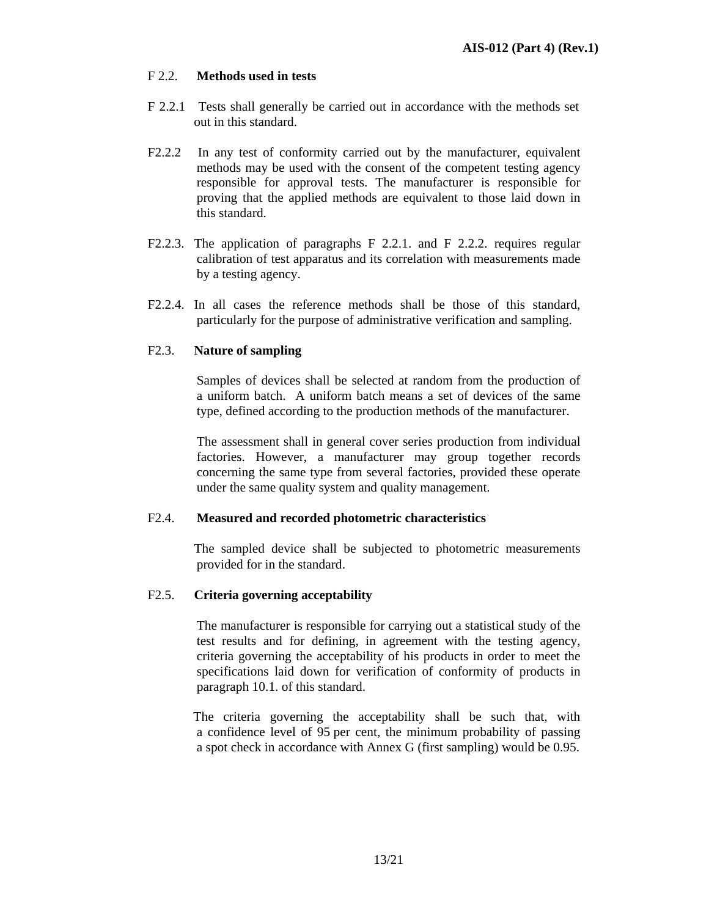F 2.2. **Methods used in tests**

F 2.2.1 Tests shall generally be carried out in accordance with the methods set out in this standard.

F2.2.2 In any test of conformity carried out by the manufacturer, equivalent methods may be used with the consent of the competent testing agency responsible for approval tests. The manufacturer is responsible for proving that the applied methods are equivalent to those laid down in this standard.

F2.2.3. The application of paragraphs F 2.2.1. and F 2.2.2. requires regular calibration of test apparatus and its correlation with measurements made by a testing agency.

F2.2.4. In all cases the reference methods shall be those of this standard, particularly for the purpose of administrative verification and sampling.

F2.3. **Nature of sampling**

Samples of devices shall be selected at random from the production of a uniform batch. A uniform batch means a set of devices of the same type, defined according to the production methods of the manufacturer.

The assessment shall in general cover series production from individual factories. However, a manufacturer may group together records concerning the same type from several factories, provided these operate under the same quality system and quality management.

F2.4. **Measured and recorded photometric characteristics**

The sampled device shall be subjected to photometric measurements provided for in the standard.

F2.5. **Criteria governing acceptability**

The manufacturer is responsible for carrying out a statistical study of the test results and for defining, in agreement with the testing agency, criteria governing the acceptability of his products in order to meet the specifications laid down for verification of conformity of products in paragraph 10.1. of this standard.

The criteria governing the acceptability shall be such that, with a confidence level of 95 per cent, the minimum probability of passing a spot check in accordance with Annex G (first sampling) would be 0.95.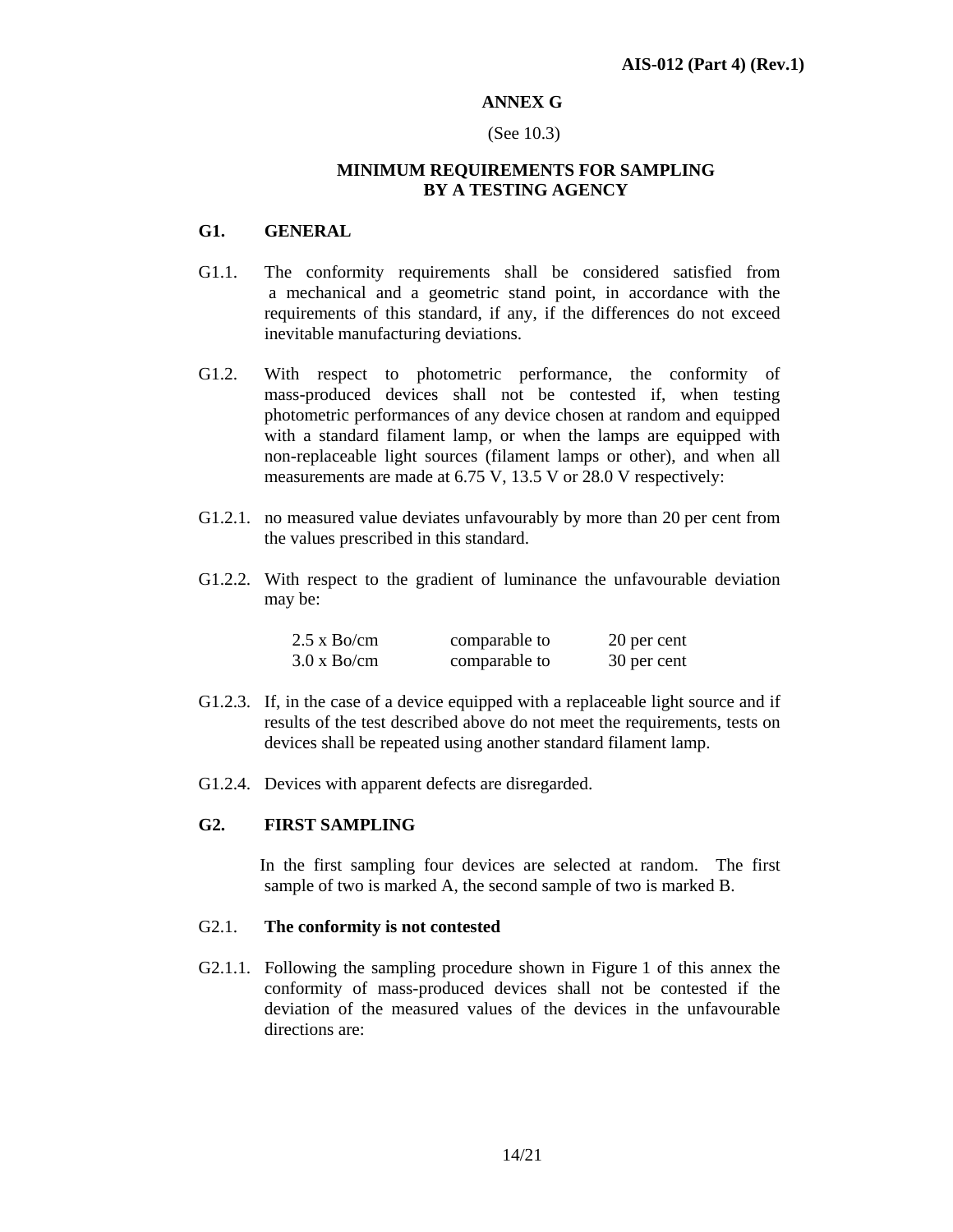## ANNEX G

(See 10.3)

### MINIMUM REQUIREMENTS FOR SAMPLING BY A TESTING AGENCY

**G1. GENERAL**

G1.1. The conformity requirements shall be considered satisfied from a mechanical and a geometric stand point, in accordance with the requirements of this standard, if any, if the differences do not exceed inevitable manufacturing deviations.

G1.2. With respect to photometric performance, the conformity of mass-produced devices shall not be contested if, when testing photometric performances of any device chosen at random and equipped with a standard filament lamp, or when the lamps are equipped with non-replaceable light sources (filament lamps or other), and when all measurements are made at 6.75 V, 13.5 V or 28.0 V respectively:

G1.2.1. no measured value deviates unfavourably by more than 20 per cent from the values prescribed in this standard.

G1.2.2. With respect to the gradient of luminance the unfavourable deviation may be:

| | | |
|---|---|---|
| 2.5 x Bo/cm | comparable to | 20 per cent |
| 3.0 x Bo/cm | comparable to | 30 per cent |

G1.2.3. If, in the case of a device equipped with a replaceable light source and if results of the test described above do not meet the requirements, tests on devices shall be repeated using another standard filament lamp.

G1.2.4. Devices with apparent defects are disregarded.

**G2. FIRST SAMPLING**

In the first sampling four devices are selected at random. The first sample of two is marked A, the second sample of two is marked B.

G2.1. **The conformity is not contested**

G2.1.1. Following the sampling procedure shown in Figure 1 of this annex the conformity of mass-produced devices shall not be contested if the deviation of the measured values of the devices in the unfavourable directions are: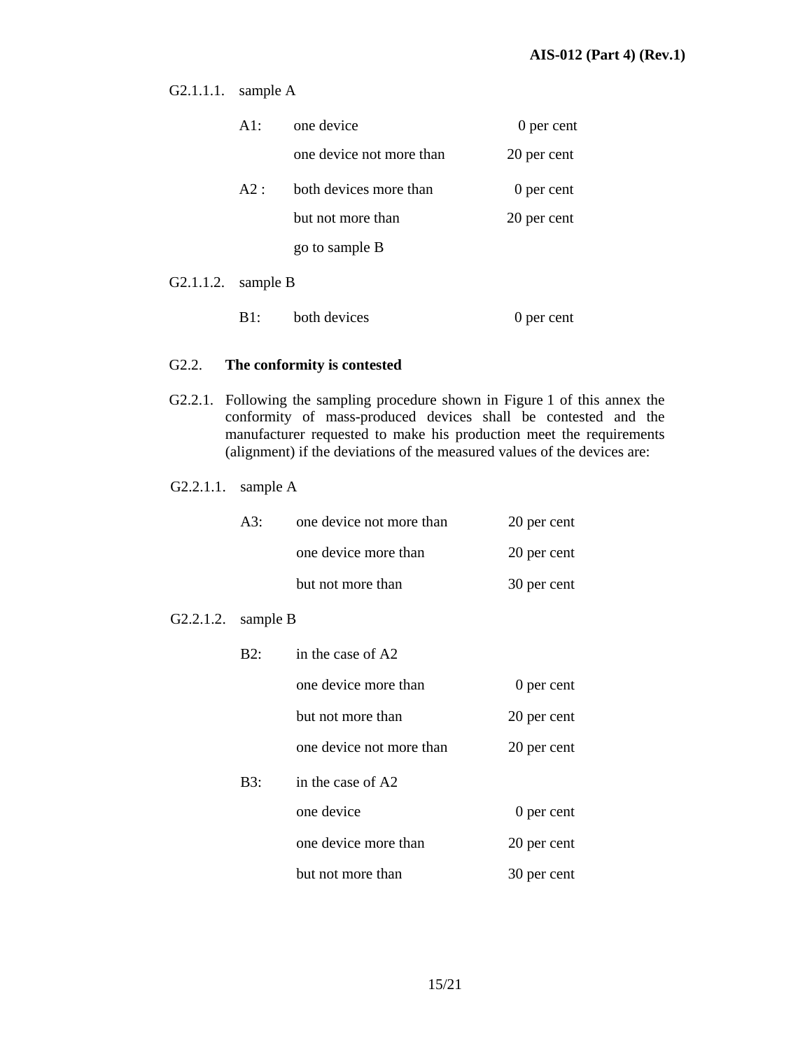G2.1.1.1. sample A

| | | |
|---|---|---|
| A1: | one device | 0 per cent |
| | one device not more than | 20 per cent |
| A2 : | both devices more than | 0 per cent |
| | but not more than | 20 per cent |
| | go to sample B | |

G2.1.1.2. sample B

| | | |
|---|---|---|
| B1: | both devices | 0 per cent |

G2.2. **The conformity is contested**

G2.2.1. Following the sampling procedure shown in Figure 1 of this annex the conformity of mass-produced devices shall be contested and the manufacturer requested to make his production meet the requirements (alignment) if the deviations of the measured values of the devices are:

G2.2.1.1. sample A

| | | |
|---|---|---|
| A3: | one device not more than | 20 per cent |
| | one device more than | 20 per cent |
| | but not more than | 30 per cent |

G2.2.1.2. sample B

| | | |
|---|---|---|
| B2: | in the case of A2 | |
| | one device more than | 0 per cent |
| | but not more than | 20 per cent |
| | one device not more than | 20 per cent |
| B3: | in the case of A2 | |
| | one device | 0 per cent |
| | one device more than | 20 per cent |
| | but not more than | 30 per cent |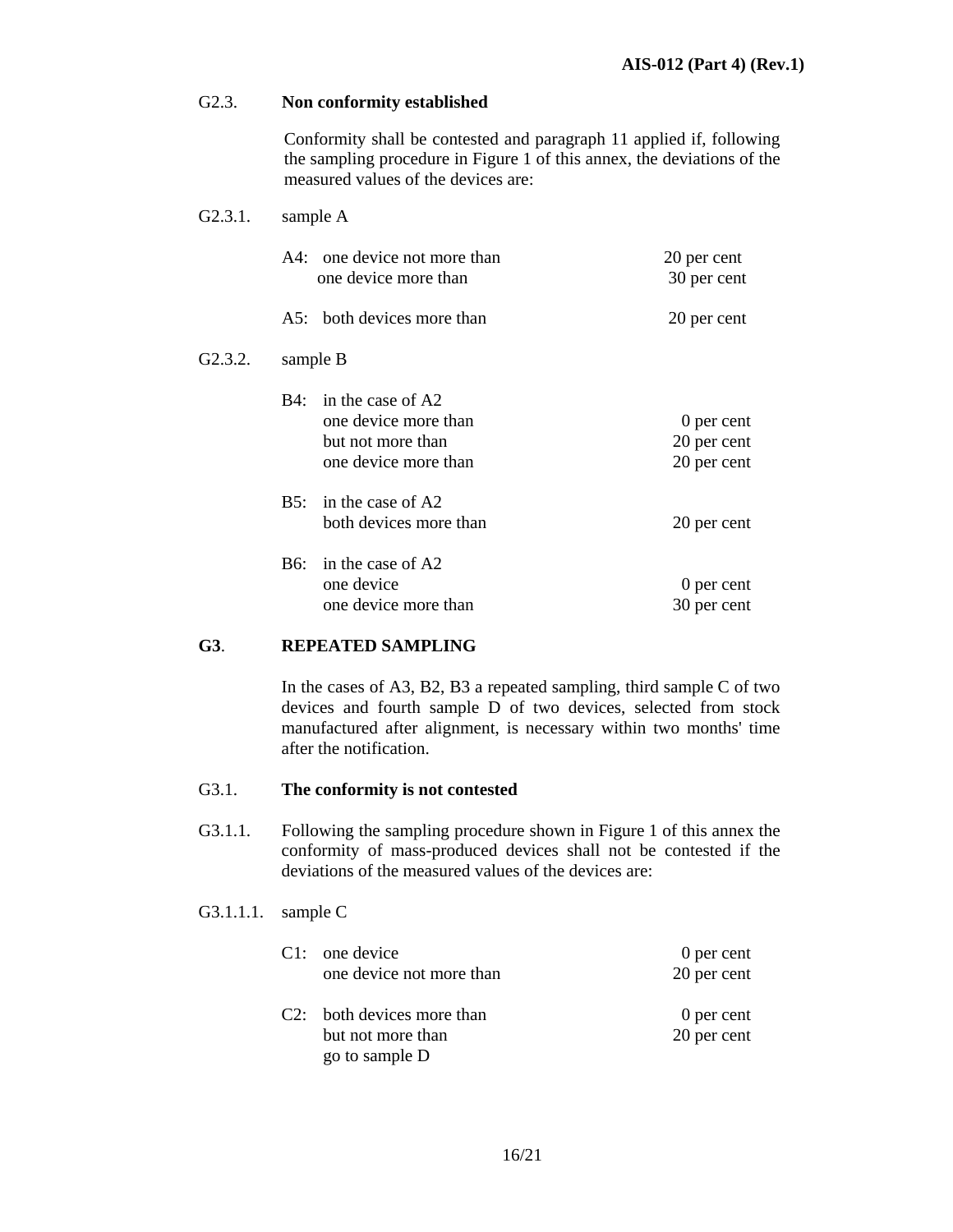G2.3. **Non conformity established**

Conformity shall be contested and paragraph 11 applied if, following the sampling procedure in Figure 1 of this annex, the deviations of the measured values of the devices are:

G2.3.1. sample A

| | |
|---|---|
| A4: one device not more than | 20 per cent |
| one device more than | 30 per cent |
| A5: both devices more than | 20 per cent |

G2.3.2. sample B

| | |
|---|---|
| B4: in the case of A2 | |
| one device more than | 0 per cent |
| but not more than | 20 per cent |
| one device more than | 20 per cent |
| B5: in the case of A2 | |
| both devices more than | 20 per cent |
| B6: in the case of A2 | |
| one device | 0 per cent |
| one device more than | 30 per cent |

**G3**. **REPEATED SAMPLING**

In the cases of A3, B2, B3 a repeated sampling, third sample C of two devices and fourth sample D of two devices, selected from stock manufactured after alignment, is necessary within two months' time after the notification.

G3.1. **The conformity is not contested**

G3.1.1. Following the sampling procedure shown in Figure 1 of this annex the conformity of mass-produced devices shall not be contested if the deviations of the measured values of the devices are:

G3.1.1.1. sample C

| | |
|---|---|
| C1: one device | 0 per cent |
| one device not more than | 20 per cent |
| C2: both devices more than | 0 per cent |
| but not more than | 20 per cent |
| go to sample D | |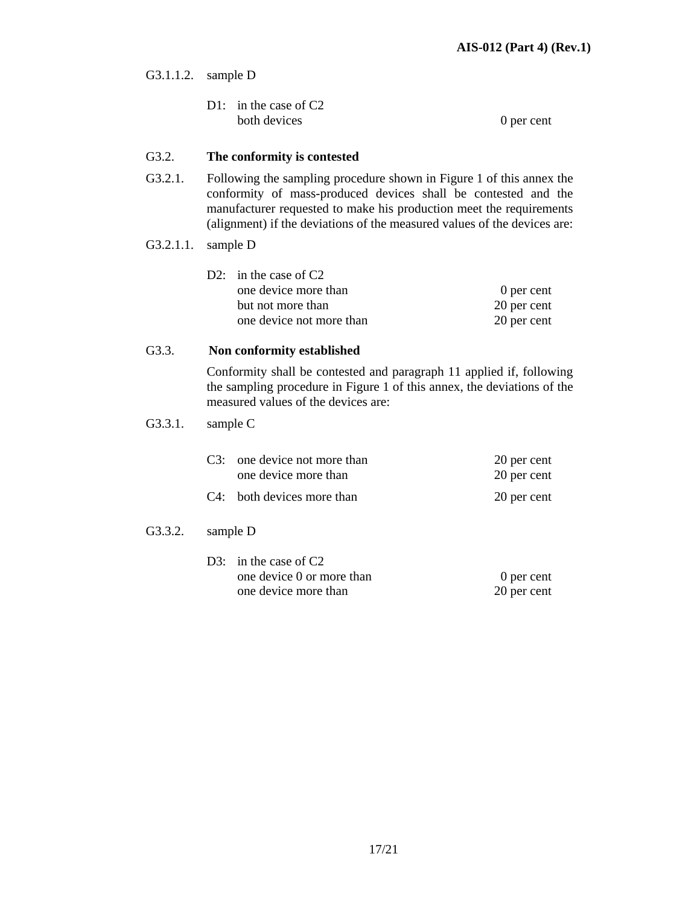G3.1.1.2. sample D

| | | |
|---|---|---|
| D1: | in the case of C2<br>both devices | 0 per cent |

G3.2. **The conformity is contested**

G3.2.1. Following the sampling procedure shown in Figure 1 of this annex the conformity of mass-produced devices shall be contested and the manufacturer requested to make his production meet the requirements (alignment) if the deviations of the measured values of the devices are:

G3.2.1.1. sample D

| | | |
|---|---|---|
| D2: | in the case of C2 | |
| | one device more than | 0 per cent |
| | but not more than | 20 per cent |
| | one device not more than | 20 per cent |

G3.3. **Non conformity established**

Conformity shall be contested and paragraph 11 applied if, following the sampling procedure in Figure 1 of this annex, the deviations of the measured values of the devices are:

G3.3.1. sample C

| | | |
|---|---|---|
| C3: | one device not more than | 20 per cent |
| | one device more than | 20 per cent |
| C4: | both devices more than | 20 per cent |

G3.3.2. sample D

| | | |
|---|---|---|
| D3: | in the case of C2 | |
| | one device 0 or more than | 0 per cent |
| | one device more than | 20 per cent |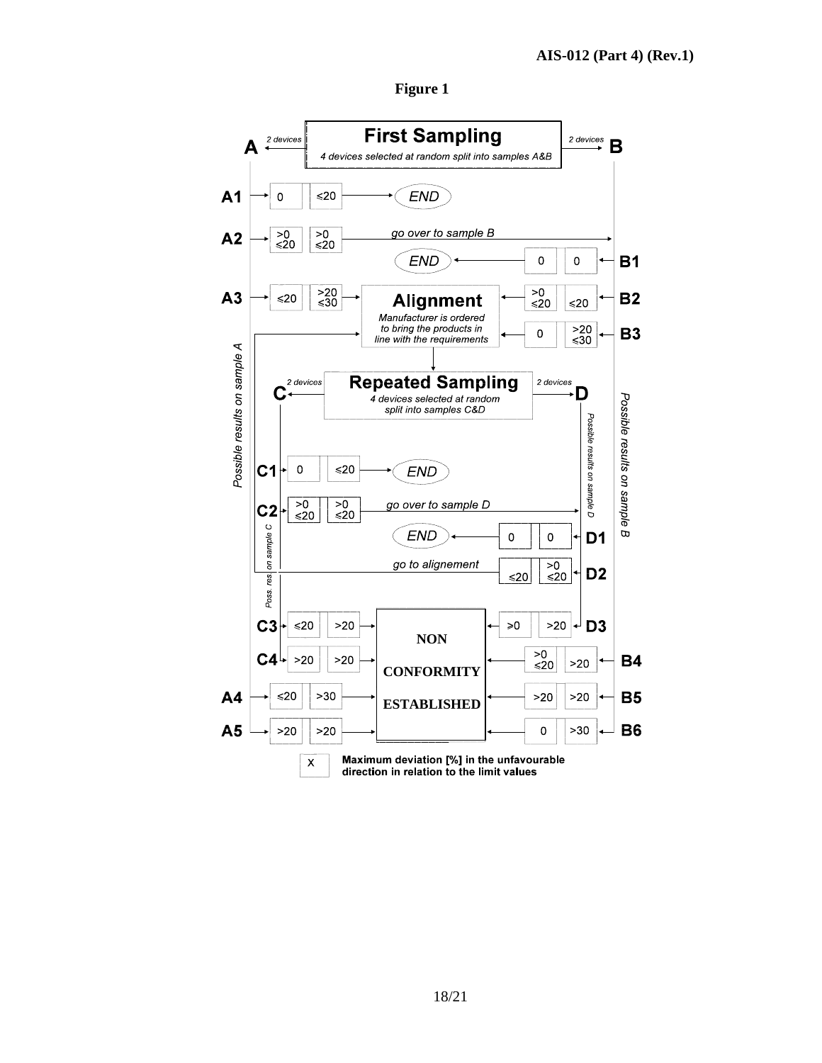**Figure 1**

**First Sampling**

4 devices selected at random split into samples A&B

A ← 2 devices | 2 devices → B

*Possible results on sample A* / *Possible results on sample B*

| Result | Device 1 | Device 2 | Outcome |
|---|---|---|---|
| A1 | 0 | ≤20 | END |
| A2 | >0 ≤20 | >0 ≤20 | go over to sample B |
| B1 | 0 | 0 | END |
| A3 | ≤20 | >20 ≤30 | Alignment |
| B2 | >0 ≤20 | ≤20 | Alignment |
| B3 | 0 | >20 ≤30 | Alignment |

**Alignment**

Manufacturer is ordered to bring the products in line with the requirements

**Repeated Sampling**

4 devices selected at random split into samples C&D

C ← 2 devices | 2 devices → D

*Poss. res. on sample C* / *Possible results on sample D*

| Result | Device 1 | Device 2 | Outcome |
|---|---|---|---|
| C1 | 0 | ≤20 | END |
| C2 | >0 ≤20 | >0 ≤20 | go over to sample D |
| D1 | 0 | 0 | END |
| D2 | ≤20 | >0 ≤20 | go to alignement |
| C3 | ≤20 | >20 | NON CONFORMITY ESTABLISHED |
| D3 | ≥0 | >20 | NON CONFORMITY ESTABLISHED |
| C4 | >20 | >20 | NON CONFORMITY ESTABLISHED |
| B4 | >0 ≤20 | >20 | NON CONFORMITY ESTABLISHED |
| A4 | ≤20 | >30 | NON CONFORMITY ESTABLISHED |
| B5 | >20 | >20 | NON CONFORMITY ESTABLISHED |
| A5 | >20 | >20 | NON CONFORMITY ESTABLISHED |
| B6 | 0 | >30 | NON CONFORMITY ESTABLISHED |

X — **Maximum deviation [%] in the unfavourable direction in relation to the limit values**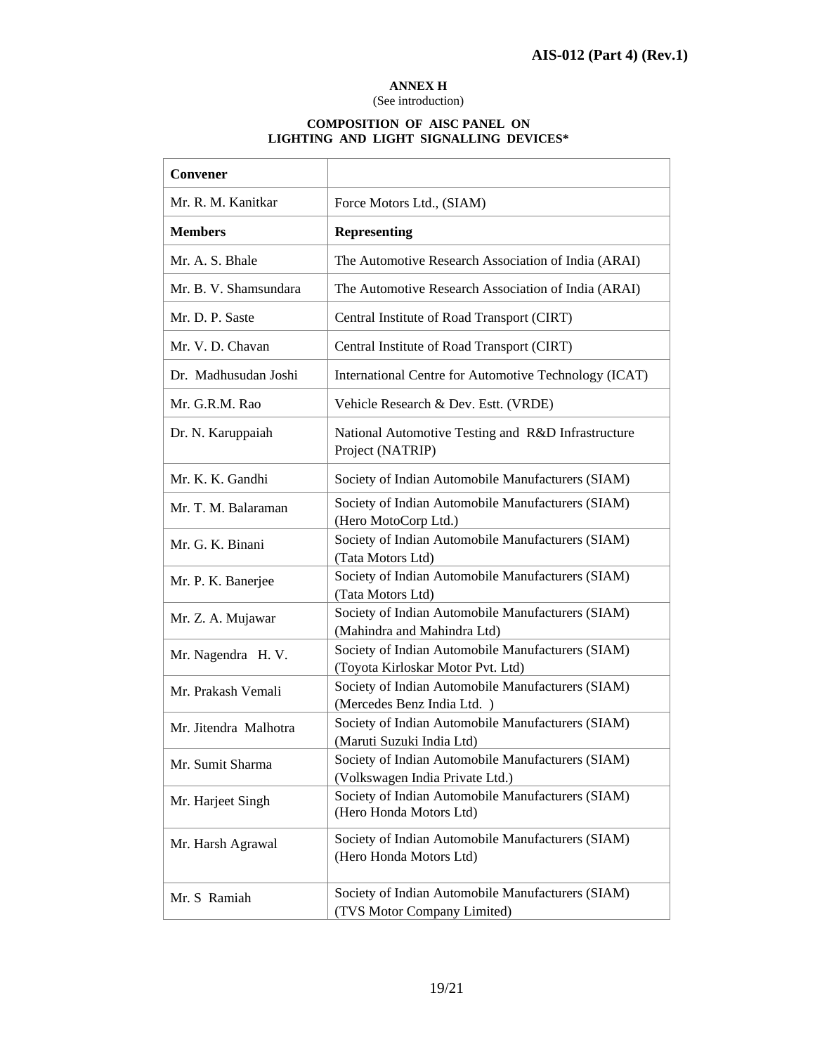**ANNEX H**
(See introduction)

**COMPOSITION OF AISC PANEL ON LIGHTING AND LIGHT SIGNALLING DEVICES***

| **Convener** | |
|---|---|
| Mr. R. M. Kanitkar | Force Motors Ltd., (SIAM) |
| **Members** | **Representing** |
| Mr. A. S. Bhale | The Automotive Research Association of India (ARAI) |
| Mr. B. V. Shamsundara | The Automotive Research Association of India (ARAI) |
| Mr. D. P. Saste | Central Institute of Road Transport (CIRT) |
| Mr. V. D. Chavan | Central Institute of Road Transport (CIRT) |
| Dr. Madhusudan Joshi | International Centre for Automotive Technology (ICAT) |
| Mr. G.R.M. Rao | Vehicle Research & Dev. Estt. (VRDE) |
| Dr. N. Karuppaiah | National Automotive Testing and R&D Infrastructure Project (NATRIP) |
| Mr. K. K. Gandhi | Society of Indian Automobile Manufacturers (SIAM) |
| Mr. T. M. Balaraman | Society of Indian Automobile Manufacturers (SIAM) (Hero MotoCorp Ltd.) |
| Mr. G. K. Binani | Society of Indian Automobile Manufacturers (SIAM) (Tata Motors Ltd) |
| Mr. P. K. Banerjee | Society of Indian Automobile Manufacturers (SIAM) (Tata Motors Ltd) |
| Mr. Z. A. Mujawar | Society of Indian Automobile Manufacturers (SIAM) (Mahindra and Mahindra Ltd) |
| Mr. Nagendra H. V. | Society of Indian Automobile Manufacturers (SIAM) (Toyota Kirloskar Motor Pvt. Ltd) |
| Mr. Prakash Vemali | Society of Indian Automobile Manufacturers (SIAM) (Mercedes Benz India Ltd. ) |
| Mr. Jitendra Malhotra | Society of Indian Automobile Manufacturers (SIAM) (Maruti Suzuki India Ltd) |
| Mr. Sumit Sharma | Society of Indian Automobile Manufacturers (SIAM) (Volkswagen India Private Ltd.) |
| Mr. Harjeet Singh | Society of Indian Automobile Manufacturers (SIAM) (Hero Honda Motors Ltd) |
| Mr. Harsh Agrawal | Society of Indian Automobile Manufacturers (SIAM) (Hero Honda Motors Ltd) |
| Mr. S Ramiah | Society of Indian Automobile Manufacturers (SIAM) (TVS Motor Company Limited) |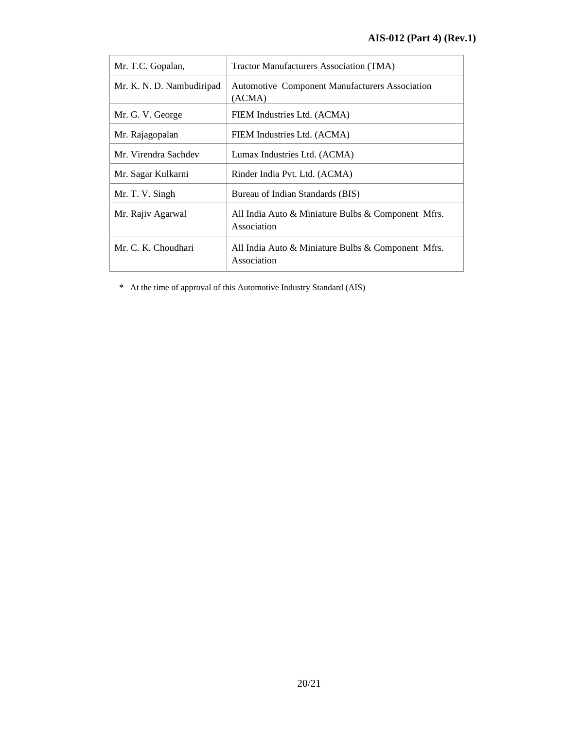| | |
|---|---|
| Mr. T.C. Gopalan, | Tractor Manufacturers Association (TMA) |
| Mr. K. N. D. Nambudiripad | Automotive Component Manufacturers Association (ACMA) |
| Mr. G. V. George | FIEM Industries Ltd. (ACMA) |
| Mr. Rajagopalan | FIEM Industries Ltd. (ACMA) |
| Mr. Virendra Sachdev | Lumax Industries Ltd. (ACMA) |
| Mr. Sagar Kulkarni | Rinder India Pvt. Ltd. (ACMA) |
| Mr. T. V. Singh | Bureau of Indian Standards (BIS) |
| Mr. Rajiv Agarwal | All India Auto & Miniature Bulbs & Component Mfrs. Association |
| Mr. C. K. Choudhari | All India Auto & Miniature Bulbs & Component Mfrs. Association |

\* At the time of approval of this Automotive Industry Standard (AIS)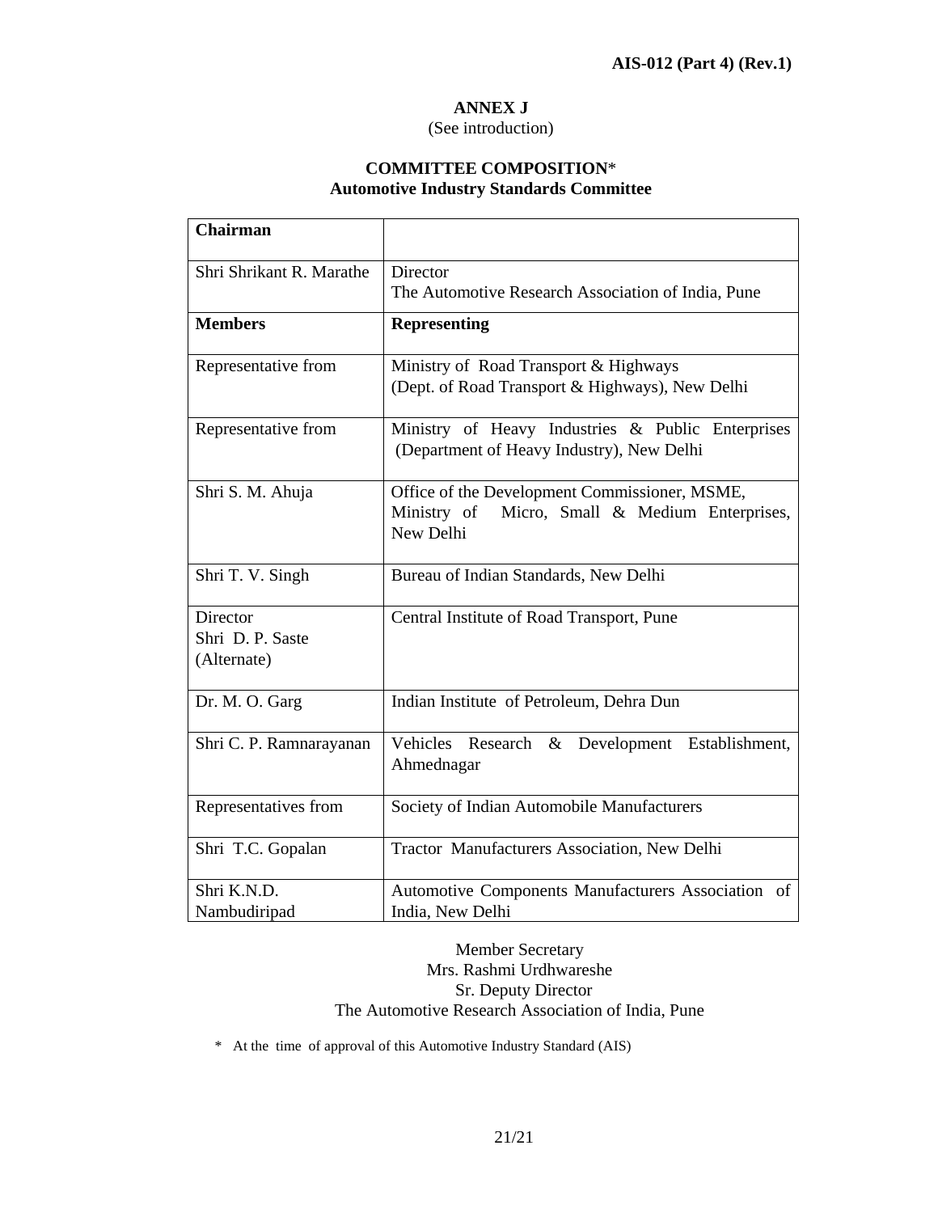## ANNEX J

(See introduction)

### COMMITTEE COMPOSITION*
### Automotive Industry Standards Committee

| **Chairman** | |
|---|---|
| Shri Shrikant R. Marathe | Director<br>The Automotive Research Association of India, Pune |
| **Members** | **Representing** |
| Representative from | Ministry of Road Transport & Highways<br>(Dept. of Road Transport & Highways), New Delhi |
| Representative from | Ministry of Heavy Industries & Public Enterprises<br>(Department of Heavy Industry), New Delhi |
| Shri S. M. Ahuja | Office of the Development Commissioner, MSME,<br>Ministry of Micro, Small & Medium Enterprises, New Delhi |
| Shri T. V. Singh | Bureau of Indian Standards, New Delhi |
| Director<br>Shri D. P. Saste<br>(Alternate) | Central Institute of Road Transport, Pune |
| Dr. M. O. Garg | Indian Institute of Petroleum, Dehra Dun |
| Shri C. P. Ramnarayanan | Vehicles Research & Development Establishment, Ahmednagar |
| Representatives from | Society of Indian Automobile Manufacturers |
| Shri T.C. Gopalan | Tractor Manufacturers Association, New Delhi |
| Shri K.N.D. Nambudiripad | Automotive Components Manufacturers Association of India, New Delhi |

Member Secretary
Mrs. Rashmi Urdhwareshe
Sr. Deputy Director
The Automotive Research Association of India, Pune

\* At the time of approval of this Automotive Industry Standard (AIS)